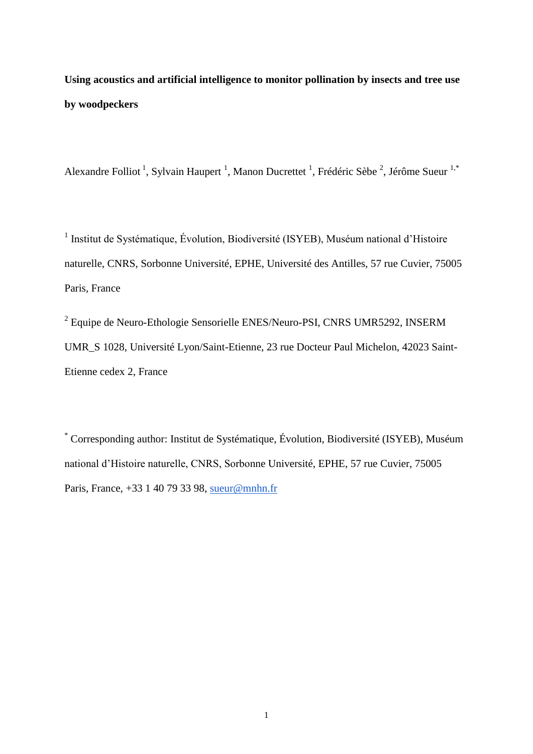**Using acoustics and artificial intelligence to monitor pollination by insects and tree use by woodpeckers**

Alexandre Folliot [1], Sylvain Haupert [1], Manon Ducrettet [1], Frédéric Sèbe [2], Jérôme Sueur [1,*]

[1] Institut de Systématique, Évolution, Biodiversité (ISYEB), Muséum national d'Histoire naturelle, CNRS, Sorbonne Université, EPHE, Université des Antilles, 57 rue Cuvier, 75005 Paris, France

[2] Equipe de Neuro-Ethologie Sensorielle ENES/Neuro-PSI, CNRS UMR5292, INSERM UMR_S 1028, Université Lyon/Saint-Etienne, 23 rue Docteur Paul Michelon, 42023 Saint-Etienne cedex 2, France

[*] Corresponding author: Institut de Systématique, Évolution, Biodiversité (ISYEB), Muséum national d'Histoire naturelle, CNRS, Sorbonne Université, EPHE, 57 rue Cuvier, 75005 Paris, France, +33 1 40 79 33 98, sueur@mnhn.fr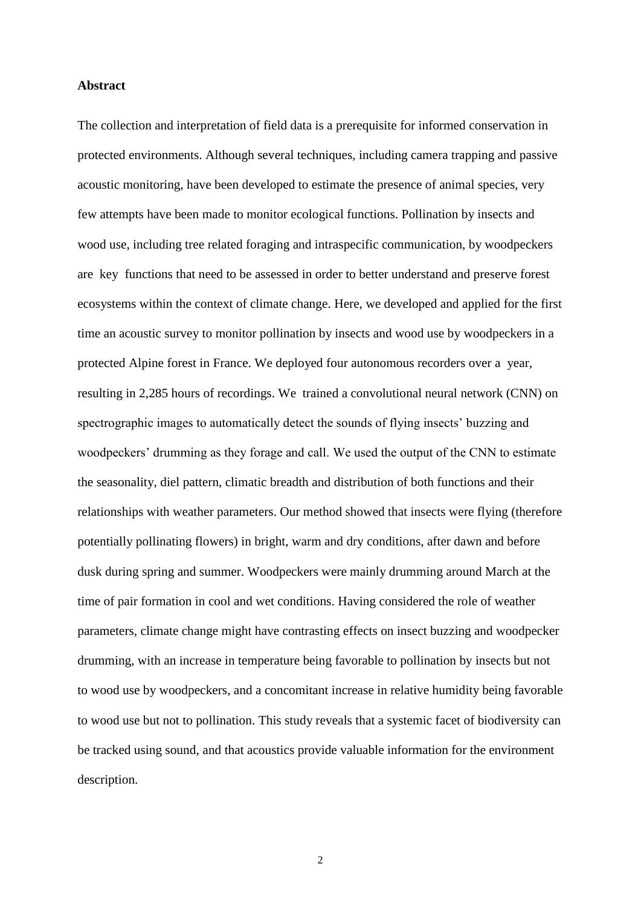**Abstract**

The collection and interpretation of field data is a prerequisite for informed conservation in protected environments. Although several techniques, including camera trapping and passive acoustic monitoring, have been developed to estimate the presence of animal species, very few attempts have been made to monitor ecological functions. Pollination by insects and wood use, including tree related foraging and intraspecific communication, by woodpeckers are key functions that need to be assessed in order to better understand and preserve forest ecosystems within the context of climate change. Here, we developed and applied for the first time an acoustic survey to monitor pollination by insects and wood use by woodpeckers in a protected Alpine forest in France. We deployed four autonomous recorders over a year, resulting in 2,285 hours of recordings. We trained a convolutional neural network (CNN) on spectrographic images to automatically detect the sounds of flying insects' buzzing and woodpeckers' drumming as they forage and call. We used the output of the CNN to estimate the seasonality, diel pattern, climatic breadth and distribution of both functions and their relationships with weather parameters. Our method showed that insects were flying (therefore potentially pollinating flowers) in bright, warm and dry conditions, after dawn and before dusk during spring and summer. Woodpeckers were mainly drumming around March at the time of pair formation in cool and wet conditions. Having considered the role of weather parameters, climate change might have contrasting effects on insect buzzing and woodpecker drumming, with an increase in temperature being favorable to pollination by insects but not to wood use by woodpeckers, and a concomitant increase in relative humidity being favorable to wood use but not to pollination. This study reveals that a systemic facet of biodiversity can be tracked using sound, and that acoustics provide valuable information for the environment description.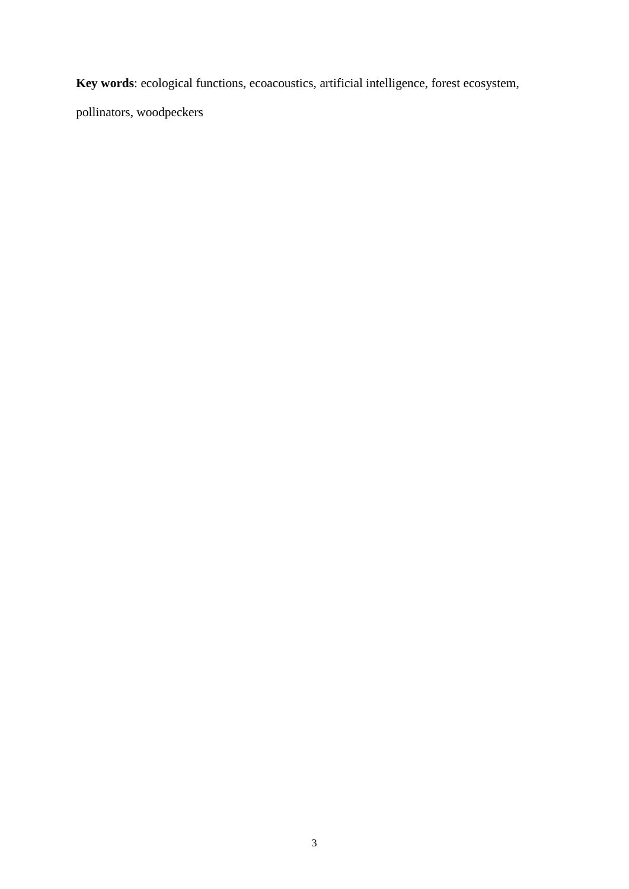**Key words**: ecological functions, ecoacoustics, artificial intelligence, forest ecosystem, pollinators, woodpeckers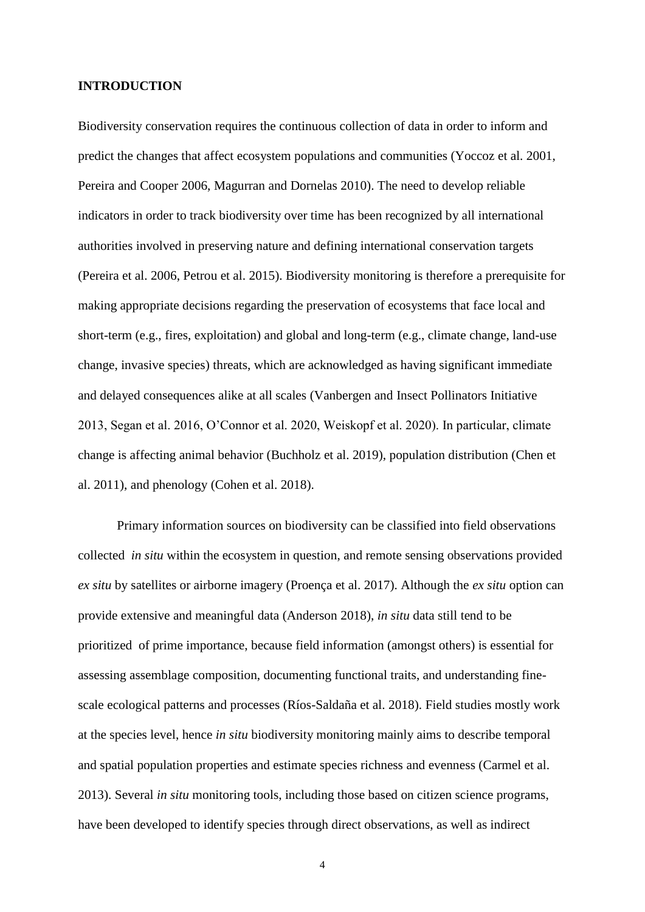## INTRODUCTION

Biodiversity conservation requires the continuous collection of data in order to inform and predict the changes that affect ecosystem populations and communities (Yoccoz et al. 2001, Pereira and Cooper 2006, Magurran and Dornelas 2010). The need to develop reliable indicators in order to track biodiversity over time has been recognized by all international authorities involved in preserving nature and defining international conservation targets (Pereira et al. 2006, Petrou et al. 2015). Biodiversity monitoring is therefore a prerequisite for making appropriate decisions regarding the preservation of ecosystems that face local and short-term (e.g., fires, exploitation) and global and long-term (e.g., climate change, land-use change, invasive species) threats, which are acknowledged as having significant immediate and delayed consequences alike at all scales (Vanbergen and Insect Pollinators Initiative 2013, Segan et al. 2016, O'Connor et al. 2020, Weiskopf et al. 2020). In particular, climate change is affecting animal behavior (Buchholz et al. 2019), population distribution (Chen et al. 2011), and phenology (Cohen et al. 2018).

Primary information sources on biodiversity can be classified into field observations collected *in situ* within the ecosystem in question, and remote sensing observations provided *ex situ* by satellites or airborne imagery (Proença et al. 2017). Although the *ex situ* option can provide extensive and meaningful data (Anderson 2018), *in situ* data still tend to be prioritized of prime importance, because field information (amongst others) is essential for assessing assemblage composition, documenting functional traits, and understanding fine-scale ecological patterns and processes (Ríos-Saldaña et al. 2018). Field studies mostly work at the species level, hence *in situ* biodiversity monitoring mainly aims to describe temporal and spatial population properties and estimate species richness and evenness (Carmel et al. 2013). Several *in situ* monitoring tools, including those based on citizen science programs, have been developed to identify species through direct observations, as well as indirect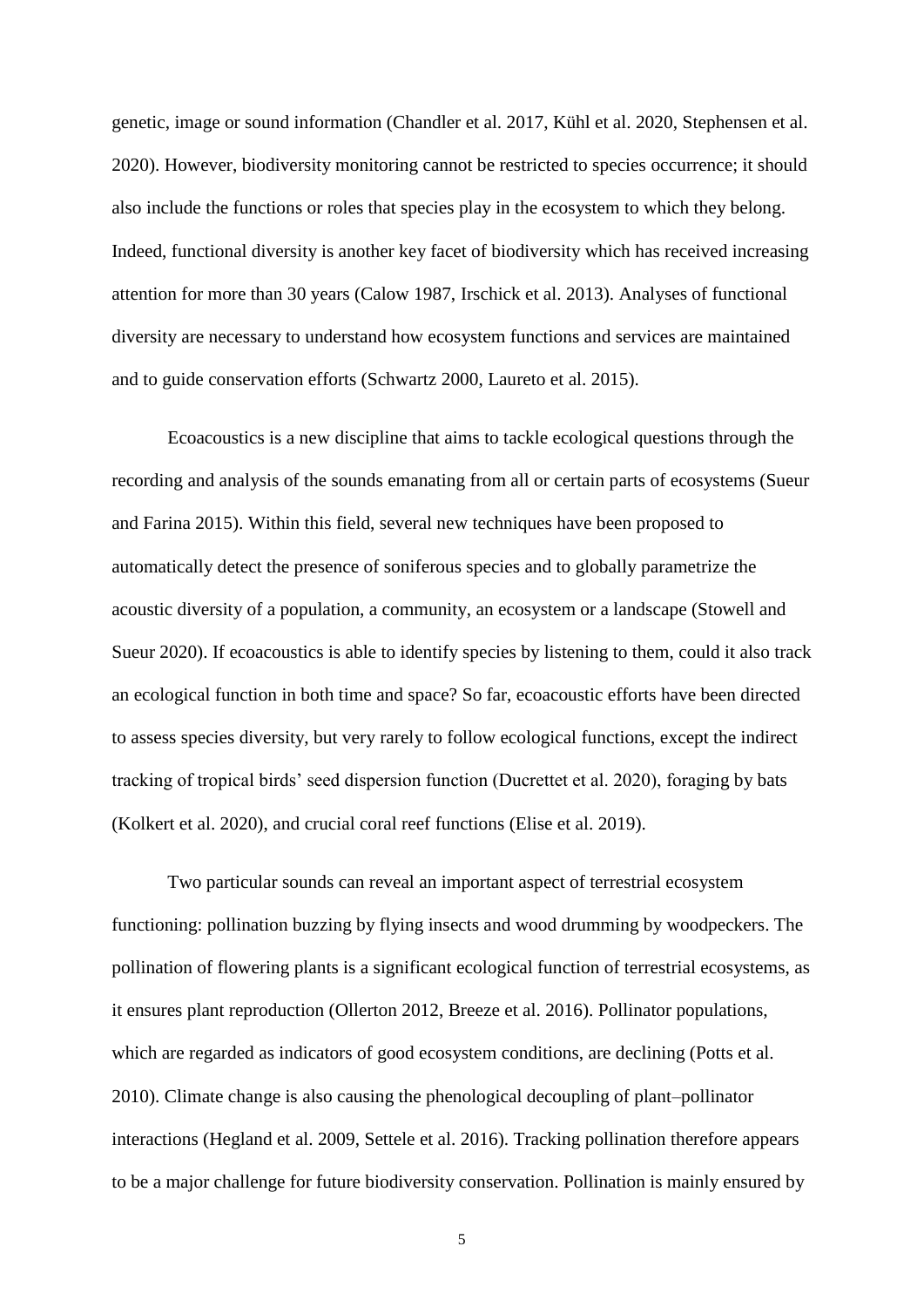genetic, image or sound information (Chandler et al. 2017, Kühl et al. 2020, Stephensen et al. 2020). However, biodiversity monitoring cannot be restricted to species occurrence; it should also include the functions or roles that species play in the ecosystem to which they belong. Indeed, functional diversity is another key facet of biodiversity which has received increasing attention for more than 30 years (Calow 1987, Irschick et al. 2013). Analyses of functional diversity are necessary to understand how ecosystem functions and services are maintained and to guide conservation efforts (Schwartz 2000, Laureto et al. 2015).

Ecoacoustics is a new discipline that aims to tackle ecological questions through the recording and analysis of the sounds emanating from all or certain parts of ecosystems (Sueur and Farina 2015). Within this field, several new techniques have been proposed to automatically detect the presence of soniferous species and to globally parametrize the acoustic diversity of a population, a community, an ecosystem or a landscape (Stowell and Sueur 2020). If ecoacoustics is able to identify species by listening to them, could it also track an ecological function in both time and space? So far, ecoacoustic efforts have been directed to assess species diversity, but very rarely to follow ecological functions, except the indirect tracking of tropical birds' seed dispersion function (Ducrettet et al. 2020), foraging by bats (Kolkert et al. 2020), and crucial coral reef functions (Elise et al. 2019).

Two particular sounds can reveal an important aspect of terrestrial ecosystem functioning: pollination buzzing by flying insects and wood drumming by woodpeckers. The pollination of flowering plants is a significant ecological function of terrestrial ecosystems, as it ensures plant reproduction (Ollerton 2012, Breeze et al. 2016). Pollinator populations, which are regarded as indicators of good ecosystem conditions, are declining (Potts et al. 2010). Climate change is also causing the phenological decoupling of plant–pollinator interactions (Hegland et al. 2009, Settele et al. 2016). Tracking pollination therefore appears to be a major challenge for future biodiversity conservation. Pollination is mainly ensured by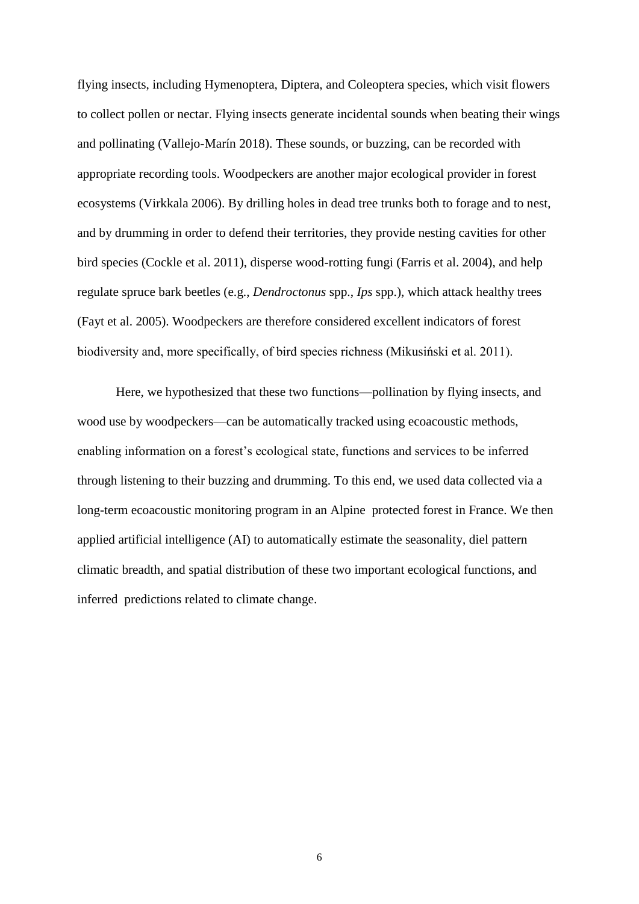flying insects, including Hymenoptera, Diptera, and Coleoptera species, which visit flowers to collect pollen or nectar. Flying insects generate incidental sounds when beating their wings and pollinating (Vallejo-Marín 2018). These sounds, or buzzing, can be recorded with appropriate recording tools. Woodpeckers are another major ecological provider in forest ecosystems (Virkkala 2006). By drilling holes in dead tree trunks both to forage and to nest, and by drumming in order to defend their territories, they provide nesting cavities for other bird species (Cockle et al. 2011), disperse wood-rotting fungi (Farris et al. 2004), and help regulate spruce bark beetles (e.g., *Dendroctonus* spp., *Ips* spp.), which attack healthy trees (Fayt et al. 2005). Woodpeckers are therefore considered excellent indicators of forest biodiversity and, more specifically, of bird species richness (Mikusiński et al. 2011).

Here, we hypothesized that these two functions—pollination by flying insects, and wood use by woodpeckers—can be automatically tracked using ecoacoustic methods, enabling information on a forest's ecological state, functions and services to be inferred through listening to their buzzing and drumming. To this end, we used data collected via a long-term ecoacoustic monitoring program in an Alpine protected forest in France. We then applied artificial intelligence (AI) to automatically estimate the seasonality, diel pattern climatic breadth, and spatial distribution of these two important ecological functions, and inferred predictions related to climate change.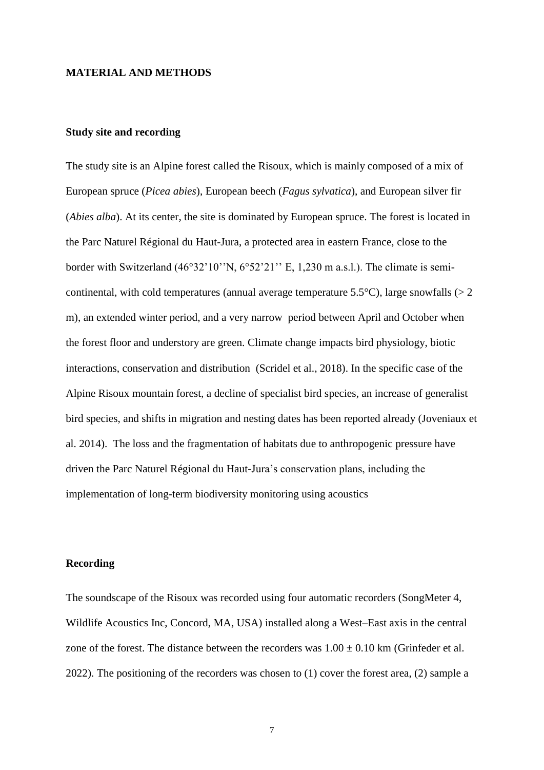## MATERIAL AND METHODS

### Study site and recording

The study site is an Alpine forest called the Risoux, which is mainly composed of a mix of European spruce (*Picea abies*), European beech (*Fagus sylvatica*), and European silver fir (*Abies alba*). At its center, the site is dominated by European spruce. The forest is located in the Parc Naturel Régional du Haut-Jura, a protected area in eastern France, close to the border with Switzerland (46°32'10''N, 6°52'21'' E, 1,230 m a.s.l.). The climate is semi-continental, with cold temperatures (annual average temperature 5.5°C), large snowfalls (> 2 m), an extended winter period, and a very narrow period between April and October when the forest floor and understory are green. Climate change impacts bird physiology, biotic interactions, conservation and distribution (Scridel et al., 2018). In the specific case of the Alpine Risoux mountain forest, a decline of specialist bird species, an increase of generalist bird species, and shifts in migration and nesting dates has been reported already (Joveniaux et al. 2014). The loss and the fragmentation of habitats due to anthropogenic pressure have driven the Parc Naturel Régional du Haut-Jura's conservation plans, including the implementation of long-term biodiversity monitoring using acoustics

### Recording

The soundscape of the Risoux was recorded using four automatic recorders (SongMeter 4, Wildlife Acoustics Inc, Concord, MA, USA) installed along a West–East axis in the central zone of the forest. The distance between the recorders was $1.00 \pm 0.10$ km (Grinfeder et al. 2022). The positioning of the recorders was chosen to (1) cover the forest area, (2) sample a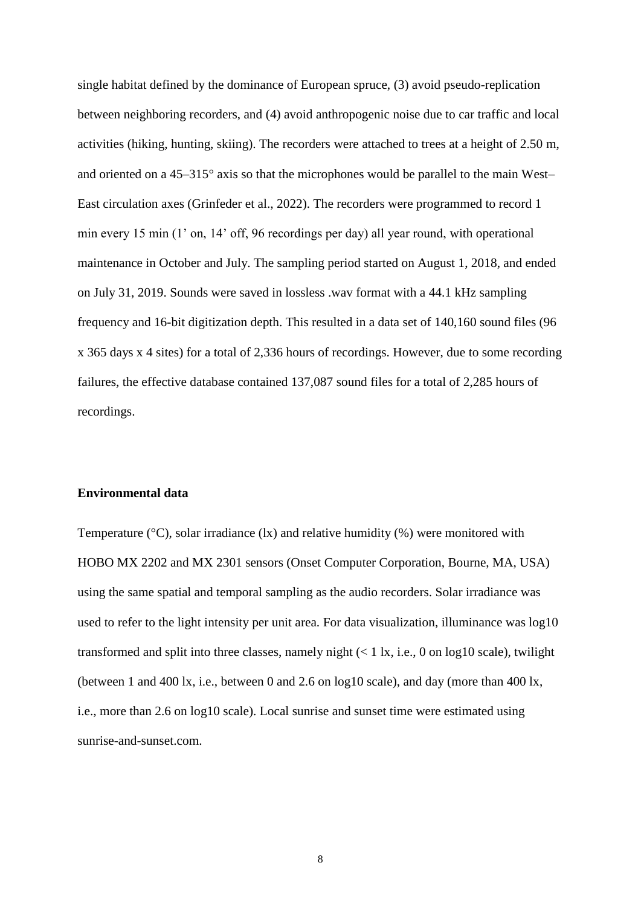single habitat defined by the dominance of European spruce, (3) avoid pseudo-replication between neighboring recorders, and (4) avoid anthropogenic noise due to car traffic and local activities (hiking, hunting, skiing). The recorders were attached to trees at a height of 2.50 m, and oriented on a 45–315° axis so that the microphones would be parallel to the main West–East circulation axes (Grinfeder et al., 2022). The recorders were programmed to record 1 min every 15 min (1' on, 14' off, 96 recordings per day) all year round, with operational maintenance in October and July. The sampling period started on August 1, 2018, and ended on July 31, 2019. Sounds were saved in lossless .wav format with a 44.1 kHz sampling frequency and 16-bit digitization depth. This resulted in a data set of 140,160 sound files (96 x 365 days x 4 sites) for a total of 2,336 hours of recordings. However, due to some recording failures, the effective database contained 137,087 sound files for a total of 2,285 hours of recordings.

## Environmental data

Temperature (°C), solar irradiance (lx) and relative humidity (%) were monitored with HOBO MX 2202 and MX 2301 sensors (Onset Computer Corporation, Bourne, MA, USA) using the same spatial and temporal sampling as the audio recorders. Solar irradiance was used to refer to the light intensity per unit area. For data visualization, illuminance was log10 transformed and split into three classes, namely night (< 1 lx, i.e., 0 on log10 scale), twilight (between 1 and 400 lx, i.e., between 0 and 2.6 on log10 scale), and day (more than 400 lx, i.e., more than 2.6 on log10 scale). Local sunrise and sunset time were estimated using sunrise-and-sunset.com.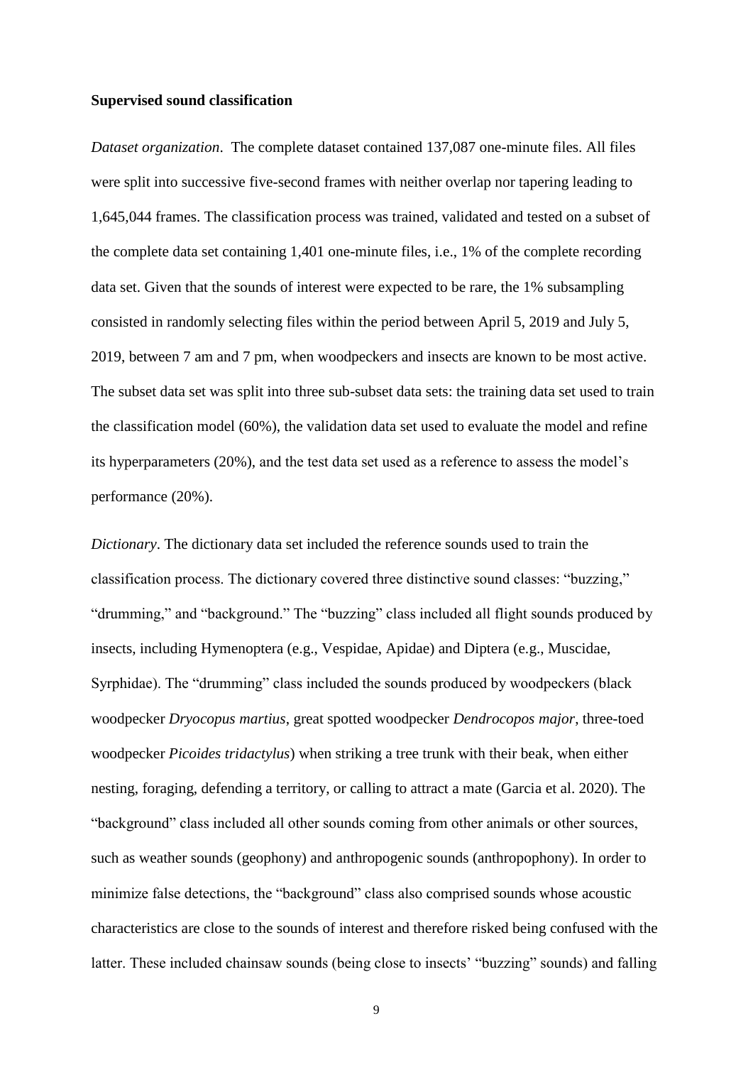**Supervised sound classification**

*Dataset organization*. The complete dataset contained 137,087 one-minute files. All files were split into successive five-second frames with neither overlap nor tapering leading to 1,645,044 frames. The classification process was trained, validated and tested on a subset of the complete data set containing 1,401 one-minute files, i.e., 1% of the complete recording data set. Given that the sounds of interest were expected to be rare, the 1% subsampling consisted in randomly selecting files within the period between April 5, 2019 and July 5, 2019, between 7 am and 7 pm, when woodpeckers and insects are known to be most active. The subset data set was split into three sub-subset data sets: the training data set used to train the classification model (60%), the validation data set used to evaluate the model and refine its hyperparameters (20%), and the test data set used as a reference to assess the model's performance (20%).

*Dictionary*. The dictionary data set included the reference sounds used to train the classification process. The dictionary covered three distinctive sound classes: "buzzing," "drumming," and "background." The "buzzing" class included all flight sounds produced by insects, including Hymenoptera (e.g., Vespidae, Apidae) and Diptera (e.g., Muscidae, Syrphidae). The "drumming" class included the sounds produced by woodpeckers (black woodpecker *Dryocopus martius*, great spotted woodpecker *Dendrocopos major*, three-toed woodpecker *Picoides tridactylus*) when striking a tree trunk with their beak, when either nesting, foraging, defending a territory, or calling to attract a mate (Garcia et al. 2020). The "background" class included all other sounds coming from other animals or other sources, such as weather sounds (geophony) and anthropogenic sounds (anthropophony). In order to minimize false detections, the "background" class also comprised sounds whose acoustic characteristics are close to the sounds of interest and therefore risked being confused with the latter. These included chainsaw sounds (being close to insects' "buzzing" sounds) and falling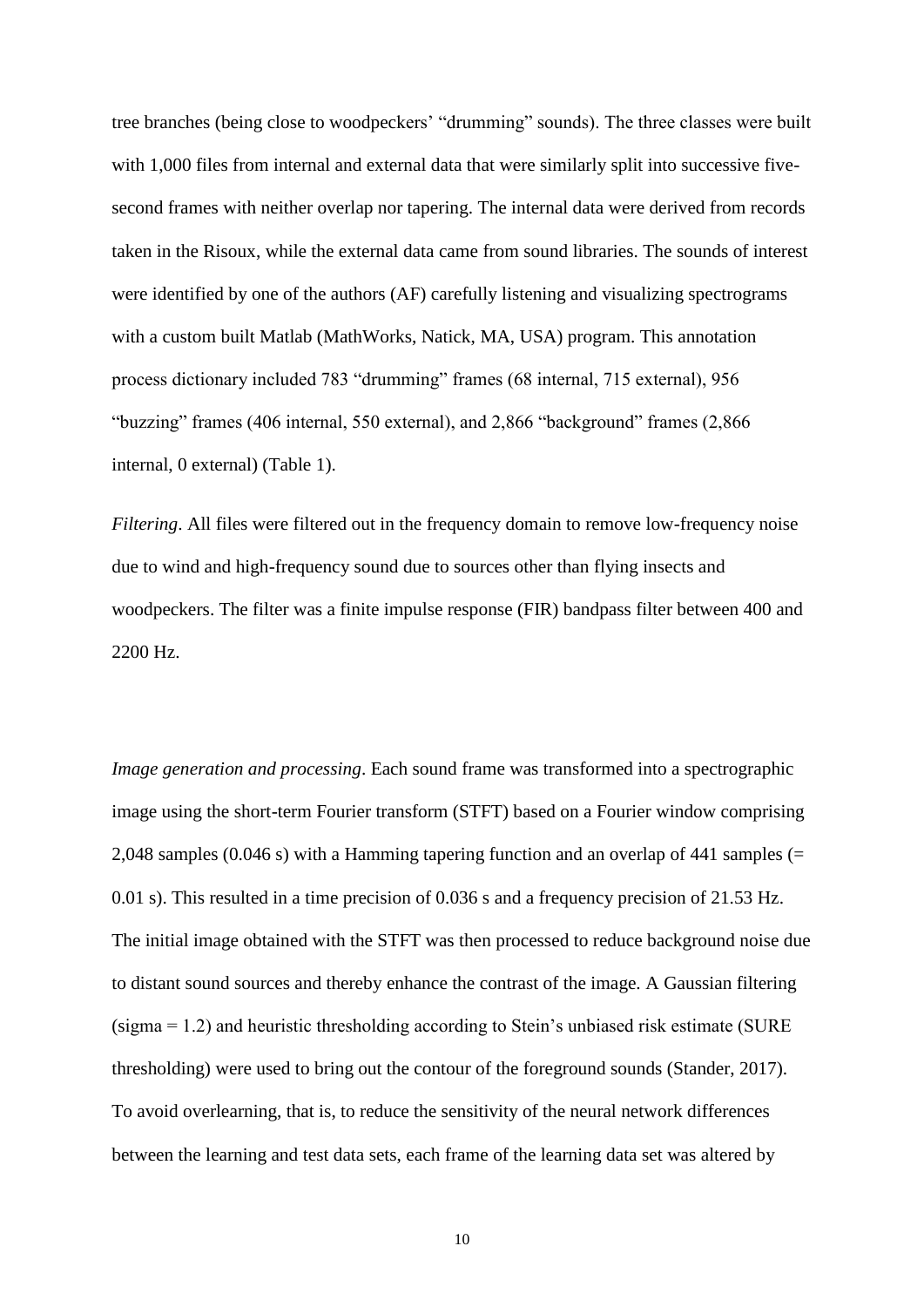tree branches (being close to woodpeckers' "drumming" sounds). The three classes were built with 1,000 files from internal and external data that were similarly split into successive five-second frames with neither overlap nor tapering. The internal data were derived from records taken in the Risoux, while the external data came from sound libraries. The sounds of interest were identified by one of the authors (AF) carefully listening and visualizing spectrograms with a custom built Matlab (MathWorks, Natick, MA, USA) program. This annotation process dictionary included 783 "drumming" frames (68 internal, 715 external), 956 "buzzing" frames (406 internal, 550 external), and 2,866 "background" frames (2,866 internal, 0 external) (Table 1).

*Filtering*. All files were filtered out in the frequency domain to remove low-frequency noise due to wind and high-frequency sound due to sources other than flying insects and woodpeckers. The filter was a finite impulse response (FIR) bandpass filter between 400 and 2200 Hz.

*Image generation and processing*. Each sound frame was transformed into a spectrographic image using the short-term Fourier transform (STFT) based on a Fourier window comprising 2,048 samples (0.046 s) with a Hamming tapering function and an overlap of 441 samples (= 0.01 s). This resulted in a time precision of 0.036 s and a frequency precision of 21.53 Hz. The initial image obtained with the STFT was then processed to reduce background noise due to distant sound sources and thereby enhance the contrast of the image. A Gaussian filtering (sigma = 1.2) and heuristic thresholding according to Stein's unbiased risk estimate (SURE thresholding) were used to bring out the contour of the foreground sounds (Stander, 2017). To avoid overlearning, that is, to reduce the sensitivity of the neural network differences between the learning and test data sets, each frame of the learning data set was altered by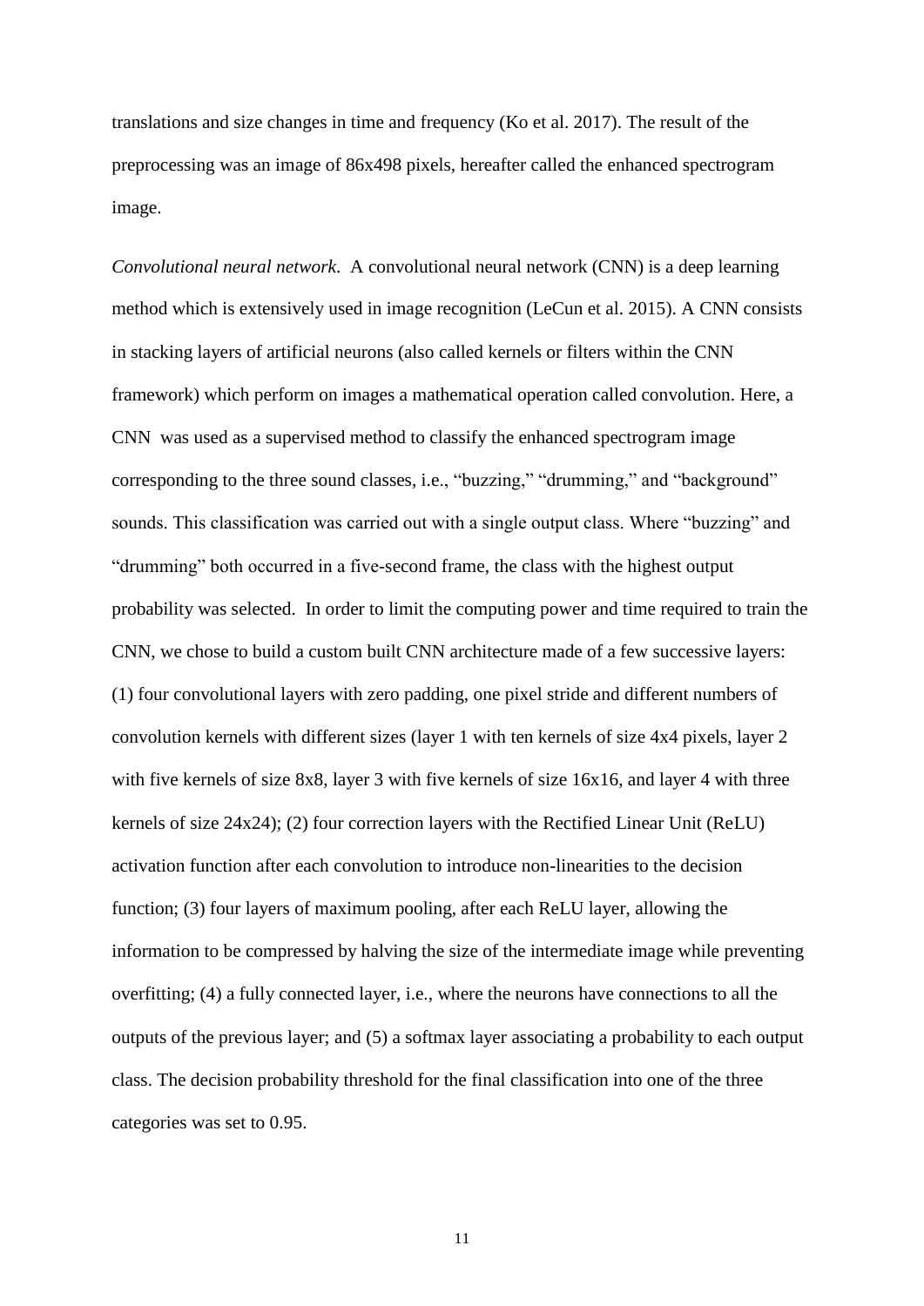translations and size changes in time and frequency (Ko et al. 2017). The result of the preprocessing was an image of 86x498 pixels, hereafter called the enhanced spectrogram image.

*Convolutional neural network*. A convolutional neural network (CNN) is a deep learning method which is extensively used in image recognition (LeCun et al. 2015). A CNN consists in stacking layers of artificial neurons (also called kernels or filters within the CNN framework) which perform on images a mathematical operation called convolution. Here, a CNN was used as a supervised method to classify the enhanced spectrogram image corresponding to the three sound classes, i.e., "buzzing," "drumming," and "background" sounds. This classification was carried out with a single output class. Where "buzzing" and "drumming" both occurred in a five-second frame, the class with the highest output probability was selected. In order to limit the computing power and time required to train the CNN, we chose to build a custom built CNN architecture made of a few successive layers: (1) four convolutional layers with zero padding, one pixel stride and different numbers of convolution kernels with different sizes (layer 1 with ten kernels of size 4x4 pixels, layer 2 with five kernels of size 8x8, layer 3 with five kernels of size 16x16, and layer 4 with three kernels of size 24x24); (2) four correction layers with the Rectified Linear Unit (ReLU) activation function after each convolution to introduce non-linearities to the decision function; (3) four layers of maximum pooling, after each ReLU layer, allowing the information to be compressed by halving the size of the intermediate image while preventing overfitting; (4) a fully connected layer, i.e., where the neurons have connections to all the outputs of the previous layer; and (5) a softmax layer associating a probability to each output class. The decision probability threshold for the final classification into one of the three categories was set to 0.95.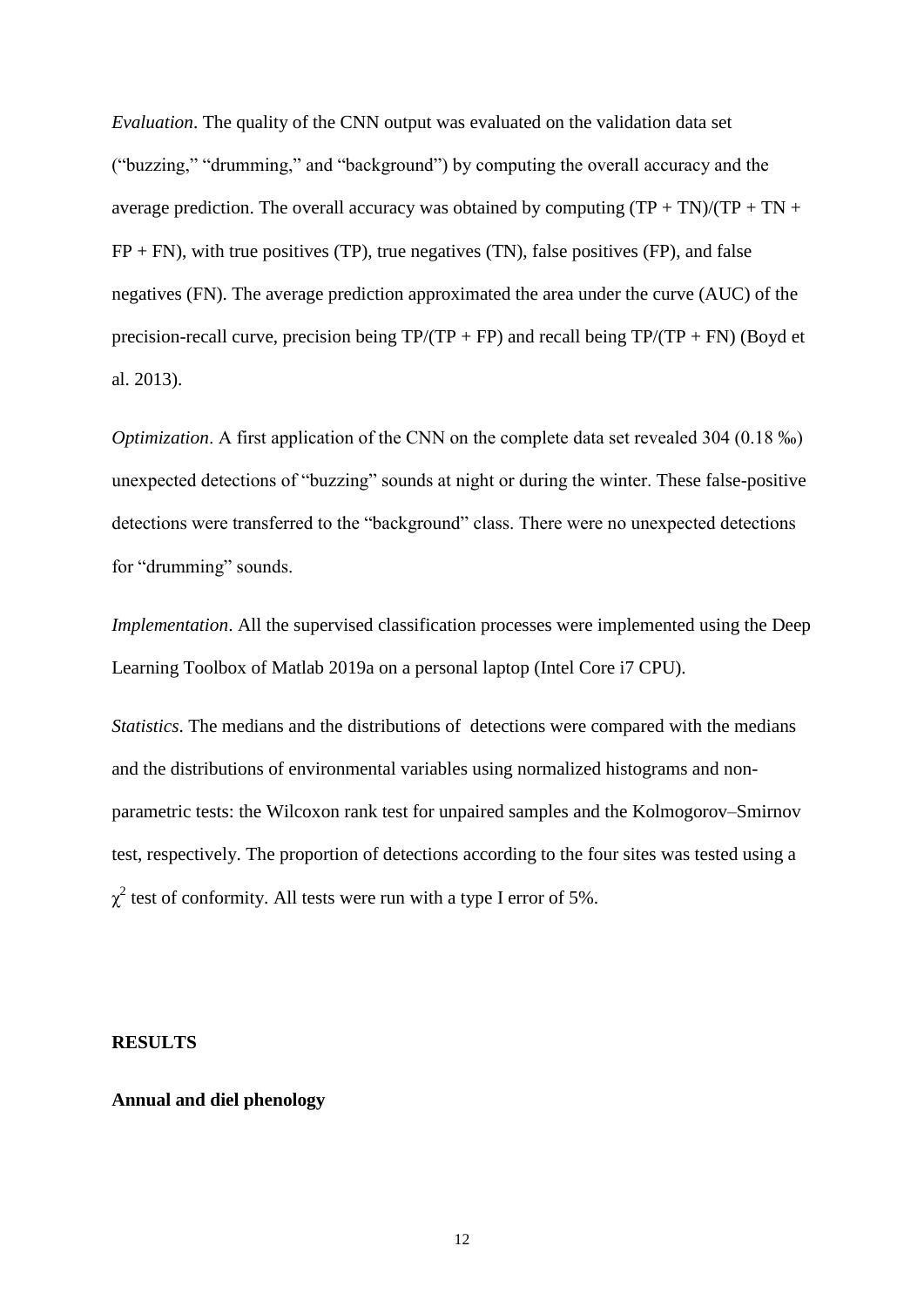*Evaluation*. The quality of the CNN output was evaluated on the validation data set ("buzzing," "drumming," and "background") by computing the overall accuracy and the average prediction. The overall accuracy was obtained by computing (TP + TN)/(TP + TN + FP + FN), with true positives (TP), true negatives (TN), false positives (FP), and false negatives (FN). The average prediction approximated the area under the curve (AUC) of the precision-recall curve, precision being TP/(TP + FP) and recall being TP/(TP + FN) (Boyd et al. 2013).

*Optimization*. A first application of the CNN on the complete data set revealed 304 (0.18 ‰) unexpected detections of "buzzing" sounds at night or during the winter. These false-positive detections were transferred to the "background" class. There were no unexpected detections for "drumming" sounds.

*Implementation*. All the supervised classification processes were implemented using the Deep Learning Toolbox of Matlab 2019a on a personal laptop (Intel Core i7 CPU).

*Statistics*. The medians and the distributions of detections were compared with the medians and the distributions of environmental variables using normalized histograms and non-parametric tests: the Wilcoxon rank test for unpaired samples and the Kolmogorov–Smirnov test, respectively. The proportion of detections according to the four sites was tested using a $\chi^2$ test of conformity. All tests were run with a type I error of 5%.

## RESULTS

### Annual and diel phenology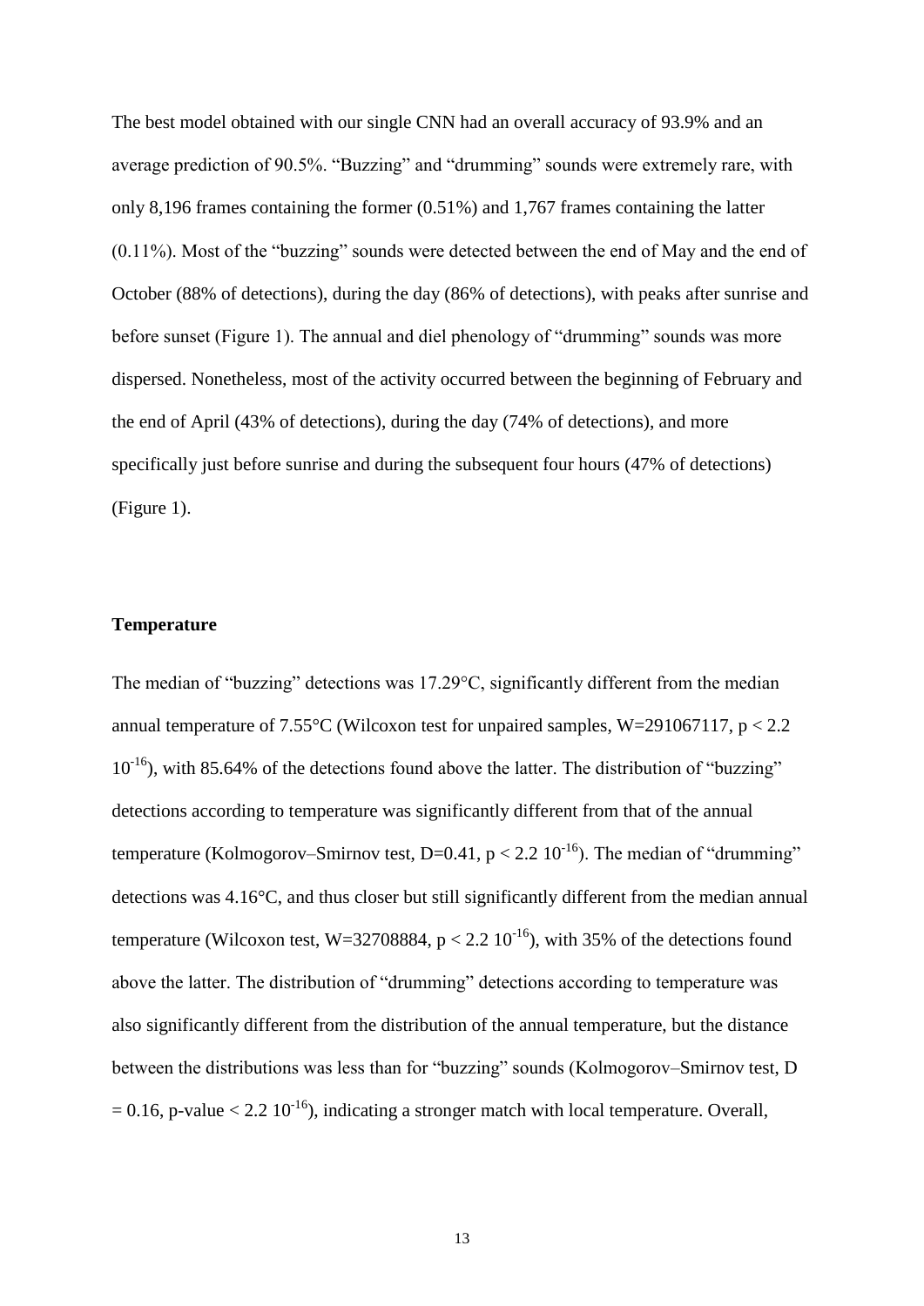The best model obtained with our single CNN had an overall accuracy of 93.9% and an average prediction of 90.5%. “Buzzing” and “drumming” sounds were extremely rare, with only 8,196 frames containing the former (0.51%) and 1,767 frames containing the latter (0.11%). Most of the “buzzing” sounds were detected between the end of May and the end of October (88% of detections), during the day (86% of detections), with peaks after sunrise and before sunset (Figure 1). The annual and diel phenology of “drumming” sounds was more dispersed. Nonetheless, most of the activity occurred between the beginning of February and the end of April (43% of detections), during the day (74% of detections), and more specifically just before sunrise and during the subsequent four hours (47% of detections) (Figure 1).

**Temperature**

The median of “buzzing” detections was 17.29°C, significantly different from the median annual temperature of 7.55°C (Wilcoxon test for unpaired samples, $W=291067117$, $p < 2.2 \; 10^{-16}$), with 85.64% of the detections found above the latter. The distribution of “buzzing” detections according to temperature was significantly different from that of the annual temperature (Kolmogorov–Smirnov test, $D=0.41$, $p < 2.2 \; 10^{-16}$). The median of “drumming” detections was 4.16°C, and thus closer but still significantly different from the median annual temperature (Wilcoxon test, $W=32708884$, $p < 2.2 \; 10^{-16}$), with 35% of the detections found above the latter. The distribution of “drumming” detections according to temperature was also significantly different from the distribution of the annual temperature, but the distance between the distributions was less than for “buzzing” sounds (Kolmogorov–Smirnov test, $D = 0.16$, p-value $< 2.2 \; 10^{-16}$), indicating a stronger match with local temperature. Overall,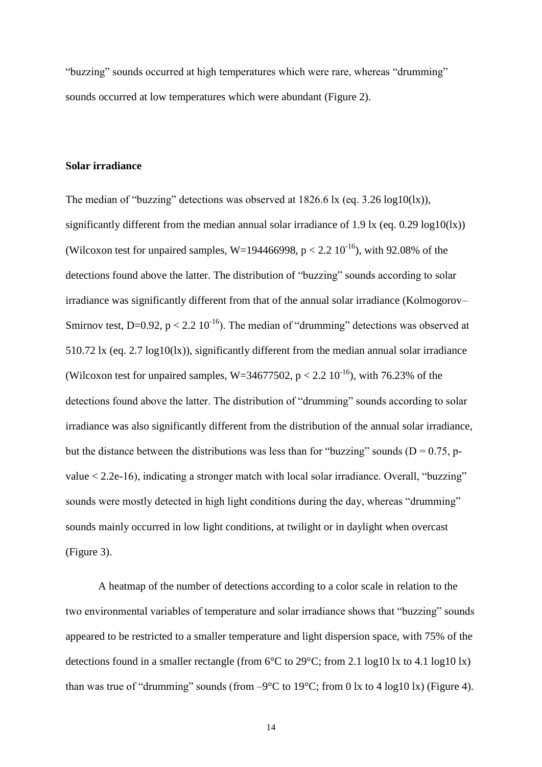"buzzing" sounds occurred at high temperatures which were rare, whereas "drumming" sounds occurred at low temperatures which were abundant (Figure 2).

**Solar irradiance**

The median of "buzzing" detections was observed at 1826.6 lx (eq. 3.26 log10(lx)), significantly different from the median annual solar irradiance of 1.9 lx (eq. 0.29 log10(lx)) (Wilcoxon test for unpaired samples, $W=194466998$, $p < 2.2\ 10^{-16}$), with 92.08% of the detections found above the latter. The distribution of "buzzing" sounds according to solar irradiance was significantly different from that of the annual solar irradiance (Kolmogorov–Smirnov test, $D=0.92$, $p < 2.2\ 10^{-16}$). The median of "drumming" detections was observed at 510.72 lx (eq. 2.7 log10(lx)), significantly different from the median annual solar irradiance (Wilcoxon test for unpaired samples, $W=34677502$, $p < 2.2\ 10^{-16}$), with 76.23% of the detections found above the latter. The distribution of "drumming" sounds according to solar irradiance was also significantly different from the distribution of the annual solar irradiance, but the distance between the distributions was less than for "buzzing" sounds ($D = 0.75$, p-value < 2.2e-16), indicating a stronger match with local solar irradiance. Overall, "buzzing" sounds were mostly detected in high light conditions during the day, whereas "drumming" sounds mainly occurred in low light conditions, at twilight or in daylight when overcast (Figure 3).

A heatmap of the number of detections according to a color scale in relation to the two environmental variables of temperature and solar irradiance shows that "buzzing" sounds appeared to be restricted to a smaller temperature and light dispersion space, with 75% of the detections found in a smaller rectangle (from 6°C to 29°C; from 2.1 log10 lx to 4.1 log10 lx) than was true of "drumming" sounds (from –9°C to 19°C; from 0 lx to 4 log10 lx) (Figure 4).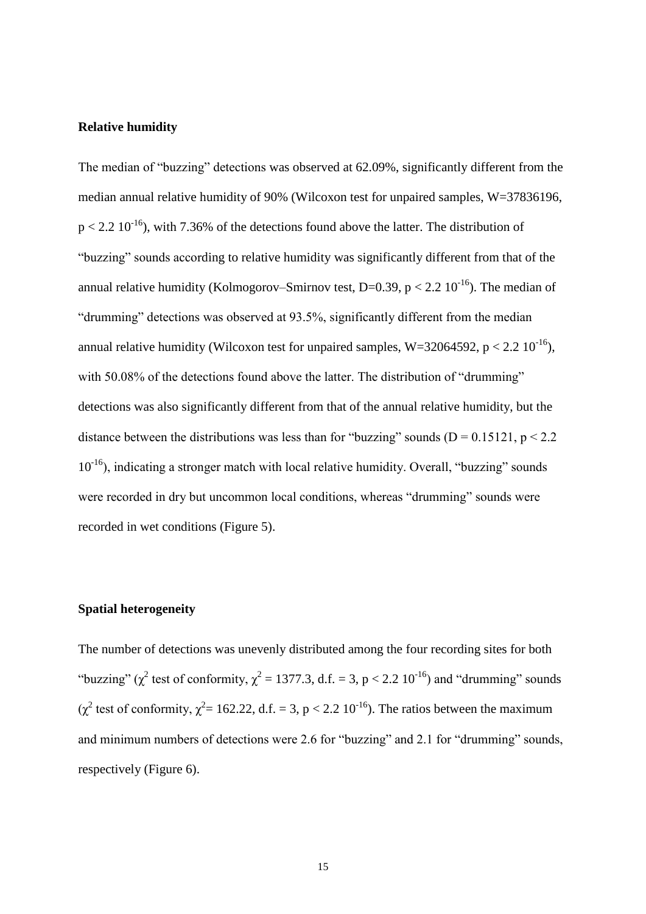**Relative humidity**

The median of "buzzing" detections was observed at 62.09%, significantly different from the median annual relative humidity of 90% (Wilcoxon test for unpaired samples, W=37836196, $p < 2.2\ 10^{-16}$), with 7.36% of the detections found above the latter. The distribution of "buzzing" sounds according to relative humidity was significantly different from that of the annual relative humidity (Kolmogorov–Smirnov test, D=0.39, $p < 2.2\ 10^{-16}$). The median of "drumming" detections was observed at 93.5%, significantly different from the median annual relative humidity (Wilcoxon test for unpaired samples, W=32064592, $p < 2.2\ 10^{-16}$), with 50.08% of the detections found above the latter. The distribution of "drumming" detections was also significantly different from that of the annual relative humidity, but the distance between the distributions was less than for "buzzing" sounds (D = 0.15121, $p < 2.2\ 10^{-16}$), indicating a stronger match with local relative humidity. Overall, "buzzing" sounds were recorded in dry but uncommon local conditions, whereas "drumming" sounds were recorded in wet conditions (Figure 5).

**Spatial heterogeneity**

The number of detections was unevenly distributed among the four recording sites for both "buzzing" ($\chi^2$ test of conformity, $\chi^2 = 1377.3$, d.f. = 3, $p < 2.2\ 10^{-16}$) and "drumming" sounds ($\chi^2$ test of conformity, $\chi^2 = 162.22$, d.f. = 3, $p < 2.2\ 10^{-16}$). The ratios between the maximum and minimum numbers of detections were 2.6 for "buzzing" and 2.1 for "drumming" sounds, respectively (Figure 6).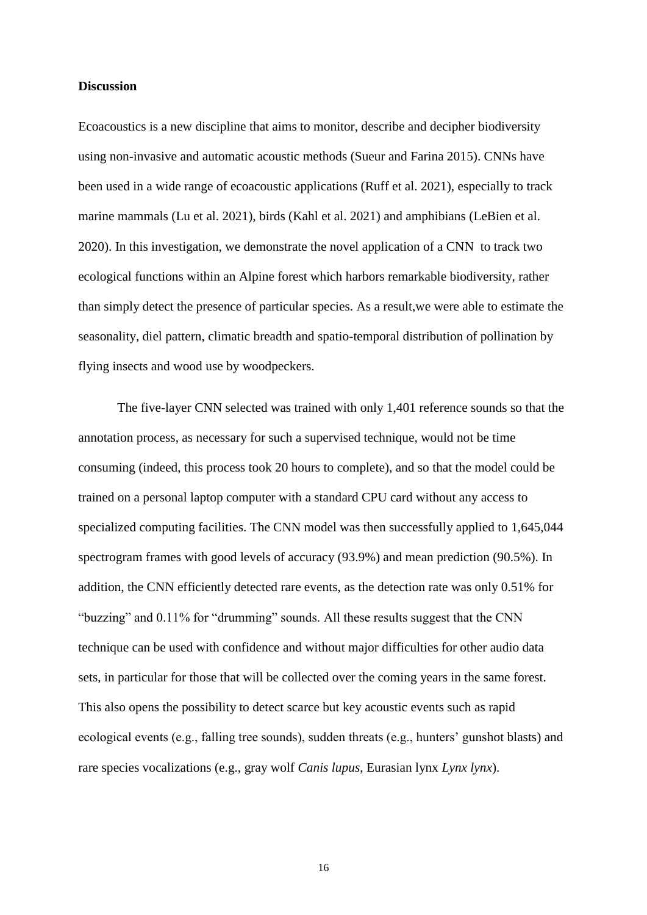**Discussion**

Ecoacoustics is a new discipline that aims to monitor, describe and decipher biodiversity using non-invasive and automatic acoustic methods (Sueur and Farina 2015). CNNs have been used in a wide range of ecoacoustic applications (Ruff et al. 2021), especially to track marine mammals (Lu et al. 2021), birds (Kahl et al. 2021) and amphibians (LeBien et al. 2020). In this investigation, we demonstrate the novel application of a CNN to track two ecological functions within an Alpine forest which harbors remarkable biodiversity, rather than simply detect the presence of particular species. As a result,we were able to estimate the seasonality, diel pattern, climatic breadth and spatio-temporal distribution of pollination by flying insects and wood use by woodpeckers.

The five-layer CNN selected was trained with only 1,401 reference sounds so that the annotation process, as necessary for such a supervised technique, would not be time consuming (indeed, this process took 20 hours to complete), and so that the model could be trained on a personal laptop computer with a standard CPU card without any access to specialized computing facilities. The CNN model was then successfully applied to 1,645,044 spectrogram frames with good levels of accuracy (93.9%) and mean prediction (90.5%). In addition, the CNN efficiently detected rare events, as the detection rate was only 0.51% for "buzzing" and 0.11% for "drumming" sounds. All these results suggest that the CNN technique can be used with confidence and without major difficulties for other audio data sets, in particular for those that will be collected over the coming years in the same forest. This also opens the possibility to detect scarce but key acoustic events such as rapid ecological events (e.g., falling tree sounds), sudden threats (e.g., hunters' gunshot blasts) and rare species vocalizations (e.g., gray wolf *Canis lupus*, Eurasian lynx *Lynx lynx*).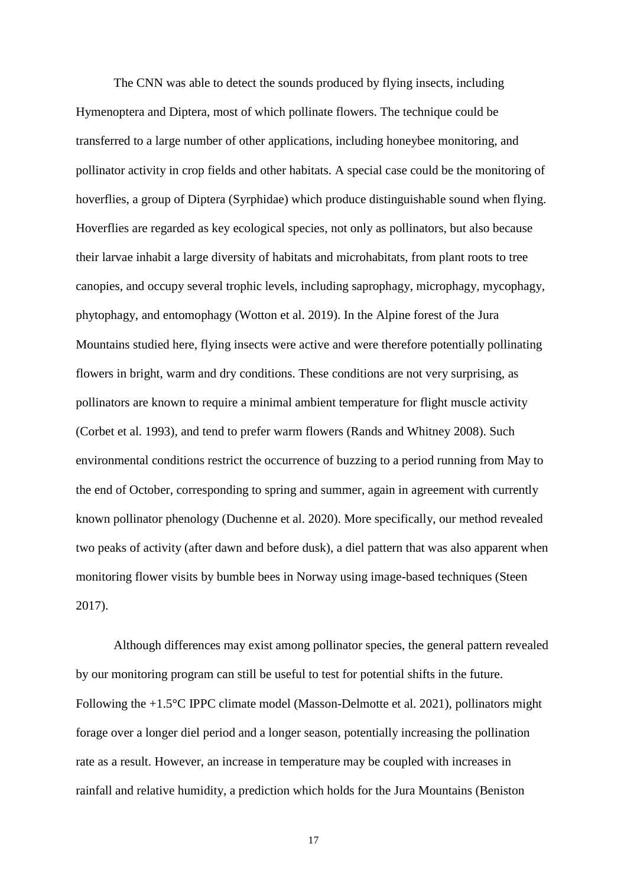The CNN was able to detect the sounds produced by flying insects, including Hymenoptera and Diptera, most of which pollinate flowers. The technique could be transferred to a large number of other applications, including honeybee monitoring, and pollinator activity in crop fields and other habitats. A special case could be the monitoring of hoverflies, a group of Diptera (Syrphidae) which produce distinguishable sound when flying. Hoverflies are regarded as key ecological species, not only as pollinators, but also because their larvae inhabit a large diversity of habitats and microhabitats, from plant roots to tree canopies, and occupy several trophic levels, including saprophagy, microphagy, mycophagy, phytophagy, and entomophagy (Wotton et al. 2019). In the Alpine forest of the Jura Mountains studied here, flying insects were active and were therefore potentially pollinating flowers in bright, warm and dry conditions. These conditions are not very surprising, as pollinators are known to require a minimal ambient temperature for flight muscle activity (Corbet et al. 1993), and tend to prefer warm flowers (Rands and Whitney 2008). Such environmental conditions restrict the occurrence of buzzing to a period running from May to the end of October, corresponding to spring and summer, again in agreement with currently known pollinator phenology (Duchenne et al. 2020). More specifically, our method revealed two peaks of activity (after dawn and before dusk), a diel pattern that was also apparent when monitoring flower visits by bumble bees in Norway using image-based techniques (Steen 2017).

Although differences may exist among pollinator species, the general pattern revealed by our monitoring program can still be useful to test for potential shifts in the future. Following the +1.5°C IPPC climate model (Masson-Delmotte et al. 2021), pollinators might forage over a longer diel period and a longer season, potentially increasing the pollination rate as a result. However, an increase in temperature may be coupled with increases in rainfall and relative humidity, a prediction which holds for the Jura Mountains (Beniston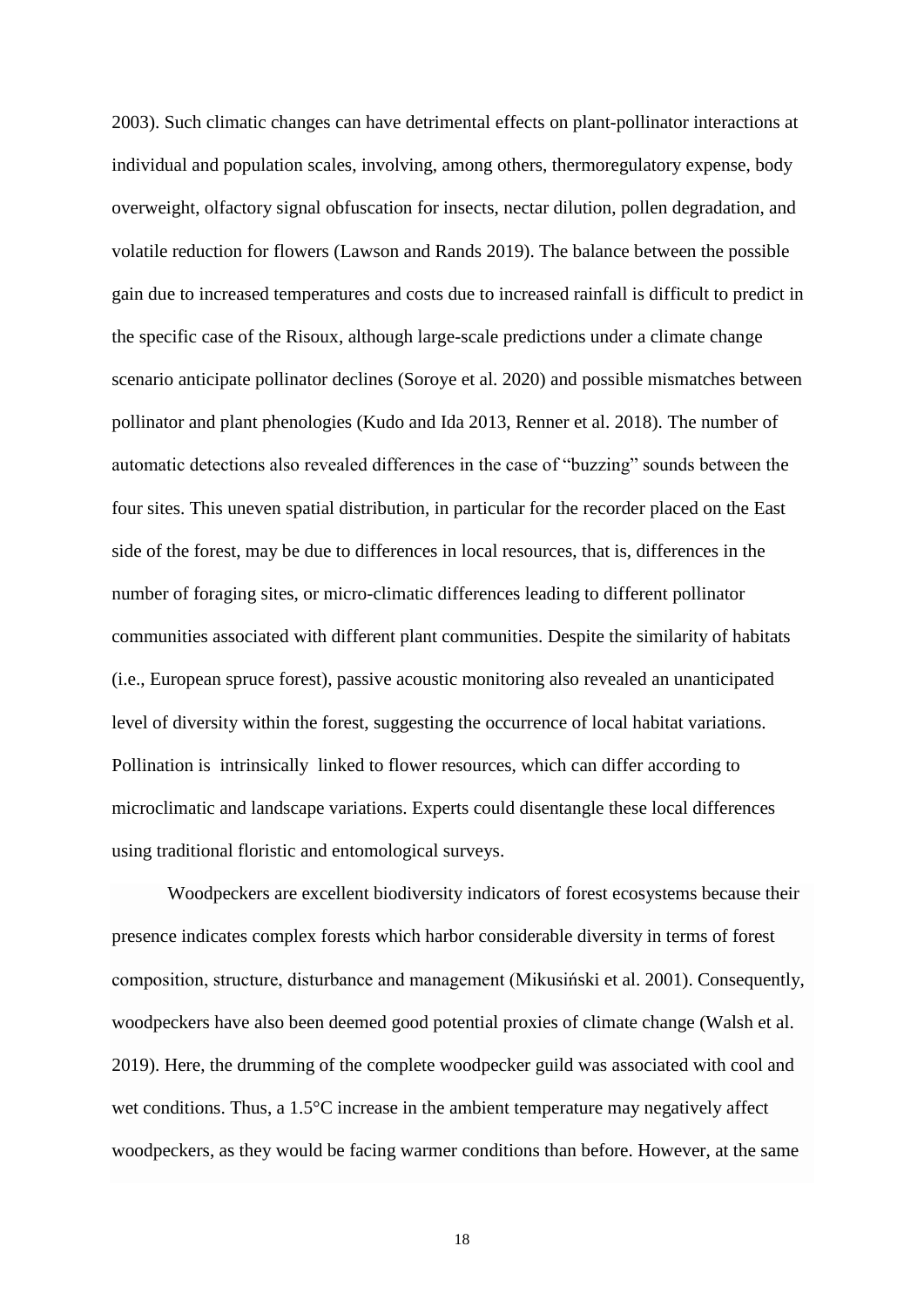2003). Such climatic changes can have detrimental effects on plant-pollinator interactions at individual and population scales, involving, among others, thermoregulatory expense, body overweight, olfactory signal obfuscation for insects, nectar dilution, pollen degradation, and volatile reduction for flowers (Lawson and Rands 2019). The balance between the possible gain due to increased temperatures and costs due to increased rainfall is difficult to predict in the specific case of the Risoux, although large-scale predictions under a climate change scenario anticipate pollinator declines (Soroye et al. 2020) and possible mismatches between pollinator and plant phenologies (Kudo and Ida 2013, Renner et al. 2018). The number of automatic detections also revealed differences in the case of "buzzing" sounds between the four sites. This uneven spatial distribution, in particular for the recorder placed on the East side of the forest, may be due to differences in local resources, that is, differences in the number of foraging sites, or micro-climatic differences leading to different pollinator communities associated with different plant communities. Despite the similarity of habitats (i.e., European spruce forest), passive acoustic monitoring also revealed an unanticipated level of diversity within the forest, suggesting the occurrence of local habitat variations. Pollination is intrinsically linked to flower resources, which can differ according to microclimatic and landscape variations. Experts could disentangle these local differences using traditional floristic and entomological surveys.

Woodpeckers are excellent biodiversity indicators of forest ecosystems because their presence indicates complex forests which harbor considerable diversity in terms of forest composition, structure, disturbance and management (Mikusiński et al. 2001). Consequently, woodpeckers have also been deemed good potential proxies of climate change (Walsh et al. 2019). Here, the drumming of the complete woodpecker guild was associated with cool and wet conditions. Thus, a 1.5°C increase in the ambient temperature may negatively affect woodpeckers, as they would be facing warmer conditions than before. However, at the same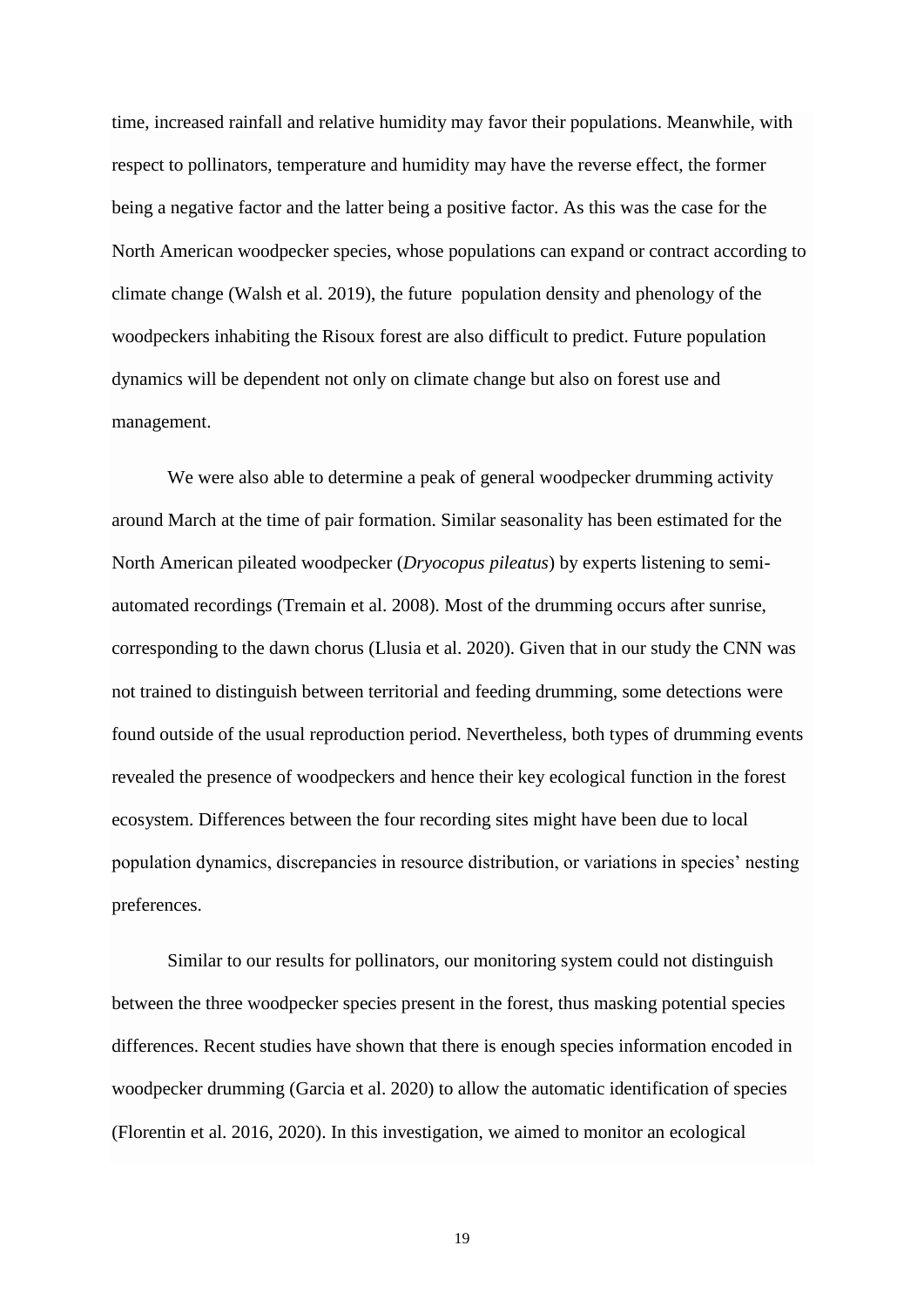time, increased rainfall and relative humidity may favor their populations. Meanwhile, with respect to pollinators, temperature and humidity may have the reverse effect, the former being a negative factor and the latter being a positive factor. As this was the case for the North American woodpecker species, whose populations can expand or contract according to climate change (Walsh et al. 2019), the future population density and phenology of the woodpeckers inhabiting the Risoux forest are also difficult to predict. Future population dynamics will be dependent not only on climate change but also on forest use and management.

We were also able to determine a peak of general woodpecker drumming activity around March at the time of pair formation. Similar seasonality has been estimated for the North American pileated woodpecker (*Dryocopus pileatus*) by experts listening to semi-automated recordings (Tremain et al. 2008). Most of the drumming occurs after sunrise, corresponding to the dawn chorus (Llusia et al. 2020). Given that in our study the CNN was not trained to distinguish between territorial and feeding drumming, some detections were found outside of the usual reproduction period. Nevertheless, both types of drumming events revealed the presence of woodpeckers and hence their key ecological function in the forest ecosystem. Differences between the four recording sites might have been due to local population dynamics, discrepancies in resource distribution, or variations in species' nesting preferences.

Similar to our results for pollinators, our monitoring system could not distinguish between the three woodpecker species present in the forest, thus masking potential species differences. Recent studies have shown that there is enough species information encoded in woodpecker drumming (Garcia et al. 2020) to allow the automatic identification of species (Florentin et al. 2016, 2020). In this investigation, we aimed to monitor an ecological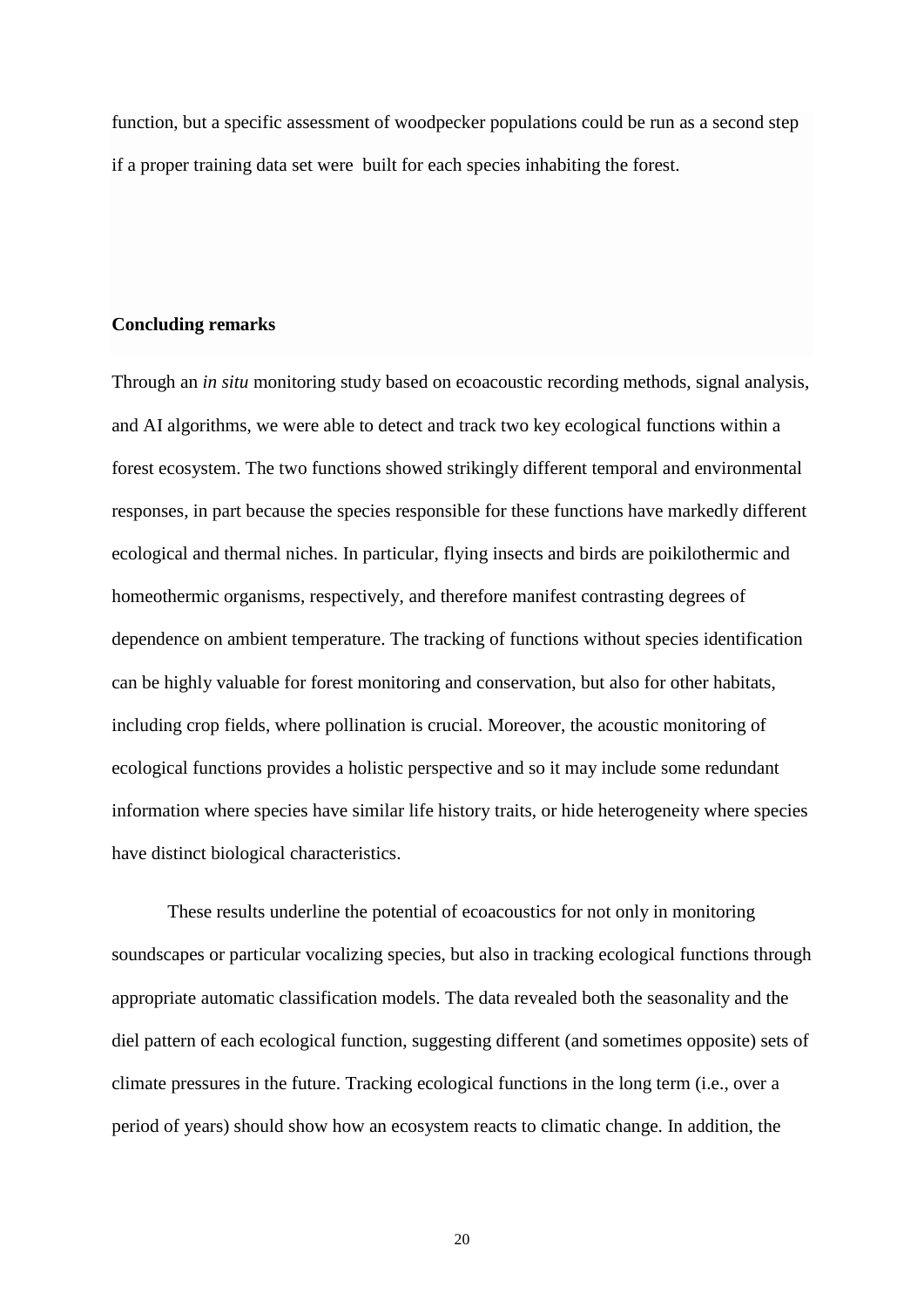function, but a specific assessment of woodpecker populations could be run as a second step if a proper training data set were built for each species inhabiting the forest.

## Concluding remarks

Through an *in situ* monitoring study based on ecoacoustic recording methods, signal analysis, and AI algorithms, we were able to detect and track two key ecological functions within a forest ecosystem. The two functions showed strikingly different temporal and environmental responses, in part because the species responsible for these functions have markedly different ecological and thermal niches. In particular, flying insects and birds are poikilothermic and homeothermic organisms, respectively, and therefore manifest contrasting degrees of dependence on ambient temperature. The tracking of functions without species identification can be highly valuable for forest monitoring and conservation, but also for other habitats, including crop fields, where pollination is crucial. Moreover, the acoustic monitoring of ecological functions provides a holistic perspective and so it may include some redundant information where species have similar life history traits, or hide heterogeneity where species have distinct biological characteristics.

These results underline the potential of ecoacoustics for not only in monitoring soundscapes or particular vocalizing species, but also in tracking ecological functions through appropriate automatic classification models. The data revealed both the seasonality and the diel pattern of each ecological function, suggesting different (and sometimes opposite) sets of climate pressures in the future. Tracking ecological functions in the long term (i.e., over a period of years) should show how an ecosystem reacts to climatic change. In addition, the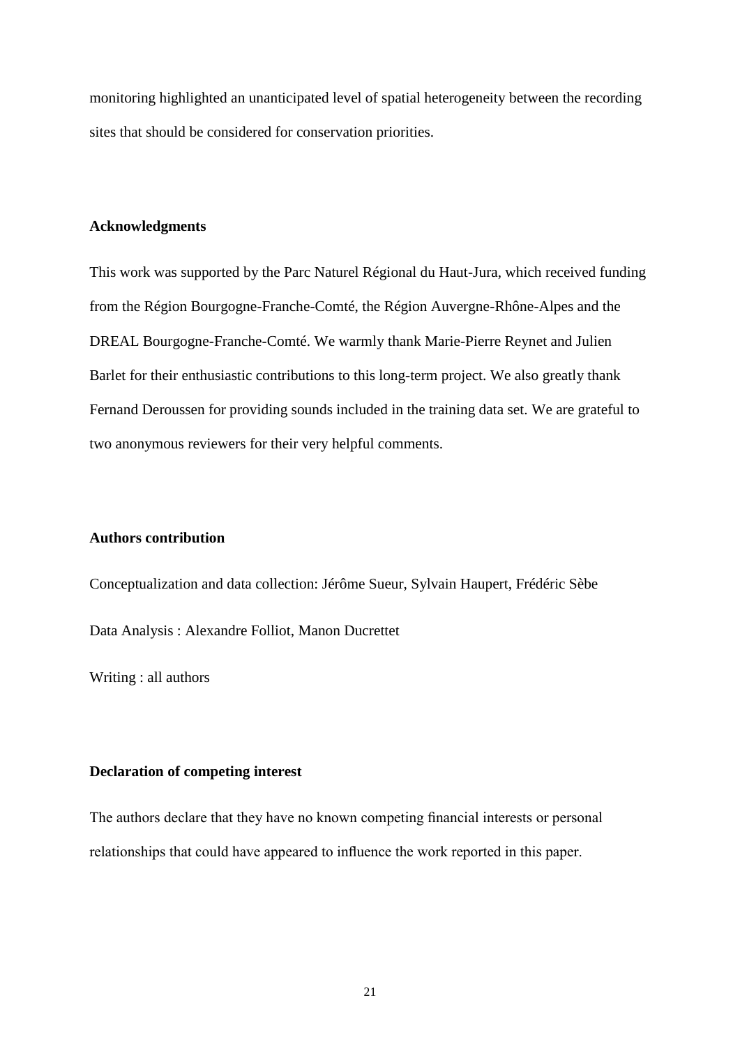monitoring highlighted an unanticipated level of spatial heterogeneity between the recording sites that should be considered for conservation priorities.

**Acknowledgments**

This work was supported by the Parc Naturel Régional du Haut-Jura, which received funding from the Région Bourgogne-Franche-Comté, the Région Auvergne-Rhône-Alpes and the DREAL Bourgogne-Franche-Comté. We warmly thank Marie-Pierre Reynet and Julien Barlet for their enthusiastic contributions to this long-term project. We also greatly thank Fernand Deroussen for providing sounds included in the training data set. We are grateful to two anonymous reviewers for their very helpful comments.

**Authors contribution**

Conceptualization and data collection: Jérôme Sueur, Sylvain Haupert, Frédéric Sèbe

Data Analysis : Alexandre Folliot, Manon Ducrettet

Writing : all authors

**Declaration of competing interest**

The authors declare that they have no known competing financial interests or personal relationships that could have appeared to influence the work reported in this paper.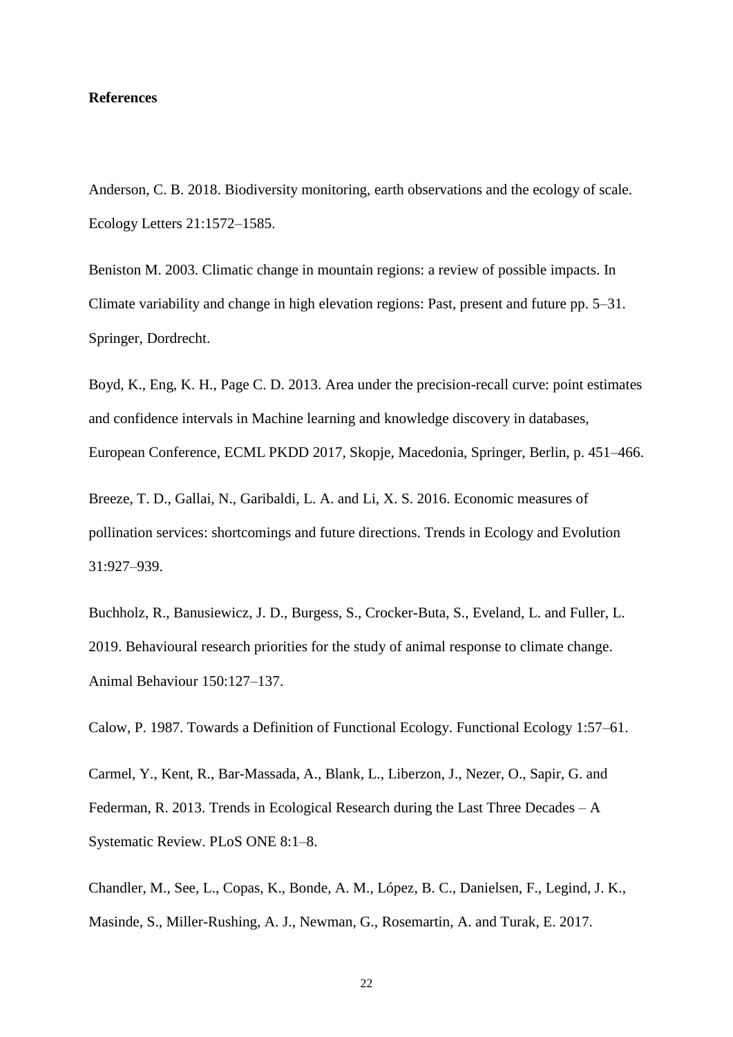**References**

Anderson, C. B. 2018. Biodiversity monitoring, earth observations and the ecology of scale. Ecology Letters 21:1572–1585.

Beniston M. 2003. Climatic change in mountain regions: a review of possible impacts. In Climate variability and change in high elevation regions: Past, present and future pp. 5–31. Springer, Dordrecht.

Boyd, K., Eng, K. H., Page C. D. 2013. Area under the precision-recall curve: point estimates and confidence intervals in Machine learning and knowledge discovery in databases, European Conference, ECML PKDD 2017, Skopje, Macedonia, Springer, Berlin, p. 451–466.

Breeze, T. D., Gallai, N., Garibaldi, L. A. and Li, X. S. 2016. Economic measures of pollination services: shortcomings and future directions. Trends in Ecology and Evolution 31:927–939.

Buchholz, R., Banusiewicz, J. D., Burgess, S., Crocker-Buta, S., Eveland, L. and Fuller, L. 2019. Behavioural research priorities for the study of animal response to climate change. Animal Behaviour 150:127–137.

Calow, P. 1987. Towards a Definition of Functional Ecology. Functional Ecology 1:57–61.

Carmel, Y., Kent, R., Bar-Massada, A., Blank, L., Liberzon, J., Nezer, O., Sapir, G. and Federman, R. 2013. Trends in Ecological Research during the Last Three Decades – A Systematic Review. PLoS ONE 8:1–8.

Chandler, M., See, L., Copas, K., Bonde, A. M., López, B. C., Danielsen, F., Legind, J. K., Masinde, S., Miller-Rushing, A. J., Newman, G., Rosemartin, A. and Turak, E. 2017.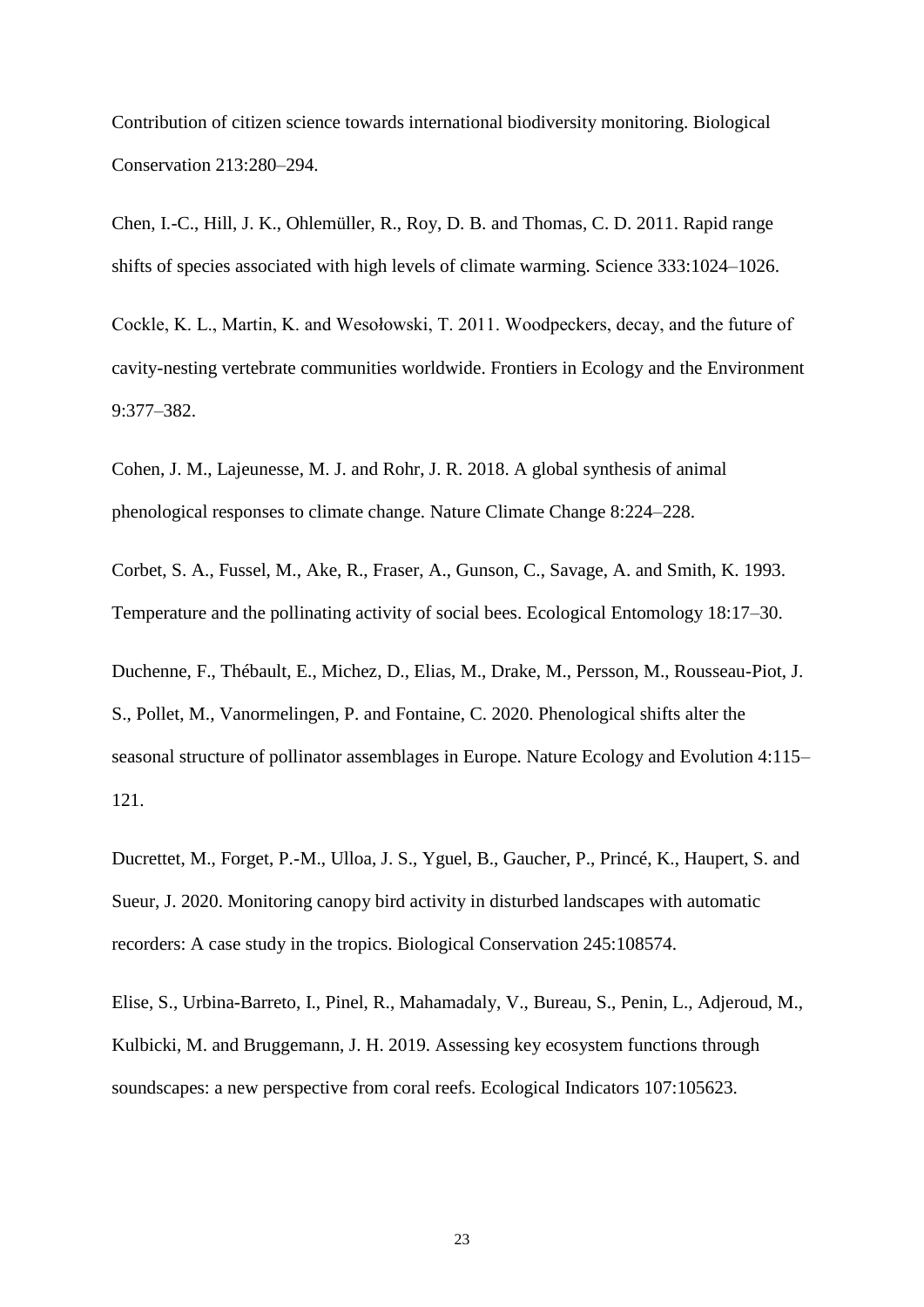Contribution of citizen science towards international biodiversity monitoring. Biological Conservation 213:280–294.

Chen, I.-C., Hill, J. K., Ohlemüller, R., Roy, D. B. and Thomas, C. D. 2011. Rapid range shifts of species associated with high levels of climate warming. Science 333:1024–1026.

Cockle, K. L., Martin, K. and Wesołowski, T. 2011. Woodpeckers, decay, and the future of cavity-nesting vertebrate communities worldwide. Frontiers in Ecology and the Environment 9:377–382.

Cohen, J. M., Lajeunesse, M. J. and Rohr, J. R. 2018. A global synthesis of animal phenological responses to climate change. Nature Climate Change 8:224–228.

Corbet, S. A., Fussel, M., Ake, R., Fraser, A., Gunson, C., Savage, A. and Smith, K. 1993. Temperature and the pollinating activity of social bees. Ecological Entomology 18:17–30.

Duchenne, F., Thébault, E., Michez, D., Elias, M., Drake, M., Persson, M., Rousseau-Piot, J. S., Pollet, M., Vanormelingen, P. and Fontaine, C. 2020. Phenological shifts alter the seasonal structure of pollinator assemblages in Europe. Nature Ecology and Evolution 4:115–121.

Ducrettet, M., Forget, P.-M., Ulloa, J. S., Yguel, B., Gaucher, P., Princé, K., Haupert, S. and Sueur, J. 2020. Monitoring canopy bird activity in disturbed landscapes with automatic recorders: A case study in the tropics. Biological Conservation 245:108574.

Elise, S., Urbina-Barreto, I., Pinel, R., Mahamadaly, V., Bureau, S., Penin, L., Adjeroud, M., Kulbicki, M. and Bruggemann, J. H. 2019. Assessing key ecosystem functions through soundscapes: a new perspective from coral reefs. Ecological Indicators 107:105623.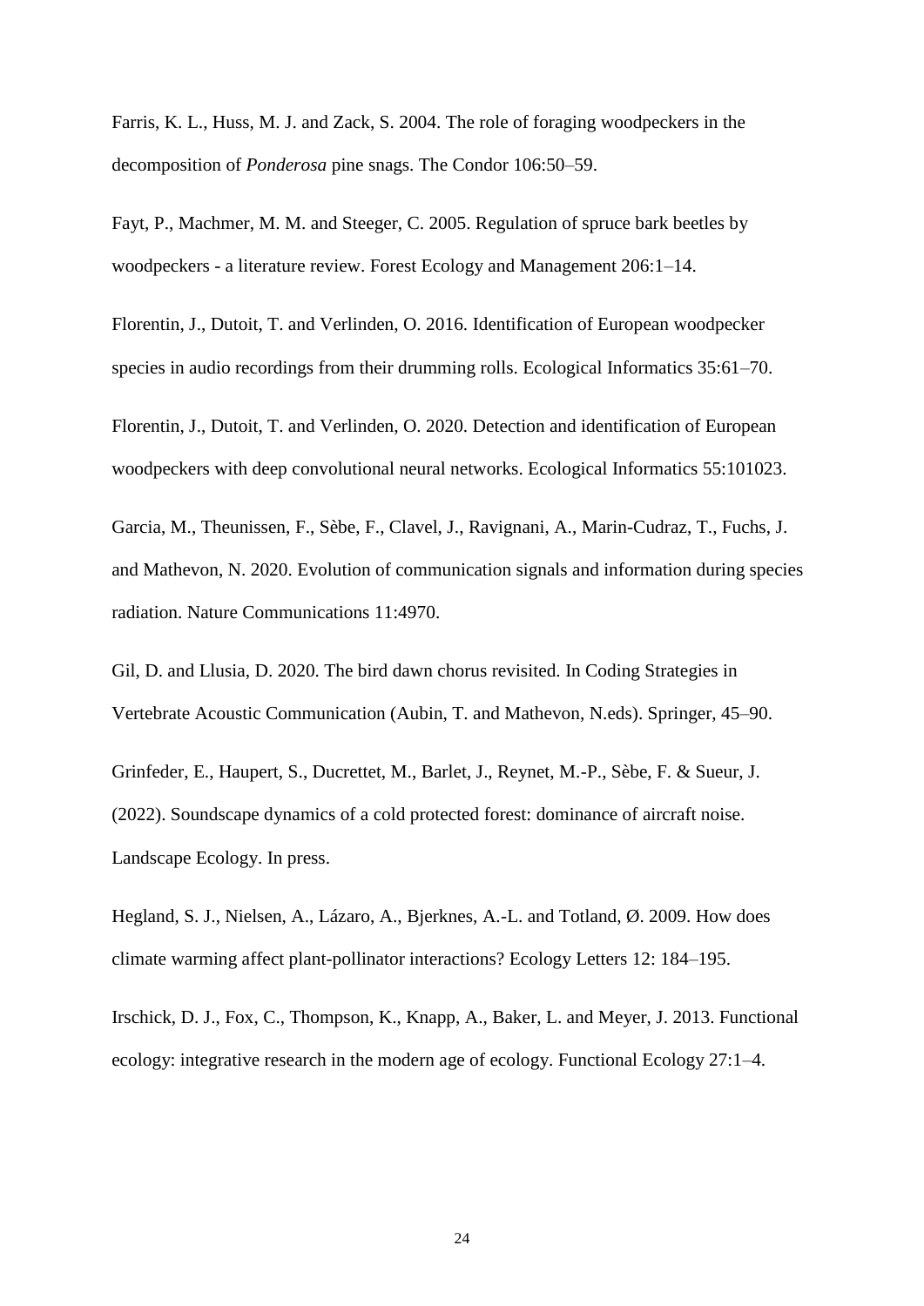Farris, K. L., Huss, M. J. and Zack, S. 2004. The role of foraging woodpeckers in the decomposition of *Ponderosa* pine snags. The Condor 106:50–59.

Fayt, P., Machmer, M. M. and Steeger, C. 2005. Regulation of spruce bark beetles by woodpeckers - a literature review. Forest Ecology and Management 206:1–14.

Florentin, J., Dutoit, T. and Verlinden, O. 2016. Identification of European woodpecker species in audio recordings from their drumming rolls. Ecological Informatics 35:61–70.

Florentin, J., Dutoit, T. and Verlinden, O. 2020. Detection and identification of European woodpeckers with deep convolutional neural networks. Ecological Informatics 55:101023.

Garcia, M., Theunissen, F., Sèbe, F., Clavel, J., Ravignani, A., Marin-Cudraz, T., Fuchs, J. and Mathevon, N. 2020. Evolution of communication signals and information during species radiation. Nature Communications 11:4970.

Gil, D. and Llusia, D. 2020. The bird dawn chorus revisited. In Coding Strategies in Vertebrate Acoustic Communication (Aubin, T. and Mathevon, N.eds). Springer, 45–90.

Grinfeder, E., Haupert, S., Ducrettet, M., Barlet, J., Reynet, M.-P., Sèbe, F. & Sueur, J. (2022). Soundscape dynamics of a cold protected forest: dominance of aircraft noise. Landscape Ecology. In press.

Hegland, S. J., Nielsen, A., Lázaro, A., Bjerknes, A.-L. and Totland, Ø. 2009. How does climate warming affect plant-pollinator interactions? Ecology Letters 12: 184–195.

Irschick, D. J., Fox, C., Thompson, K., Knapp, A., Baker, L. and Meyer, J. 2013. Functional ecology: integrative research in the modern age of ecology. Functional Ecology 27:1–4.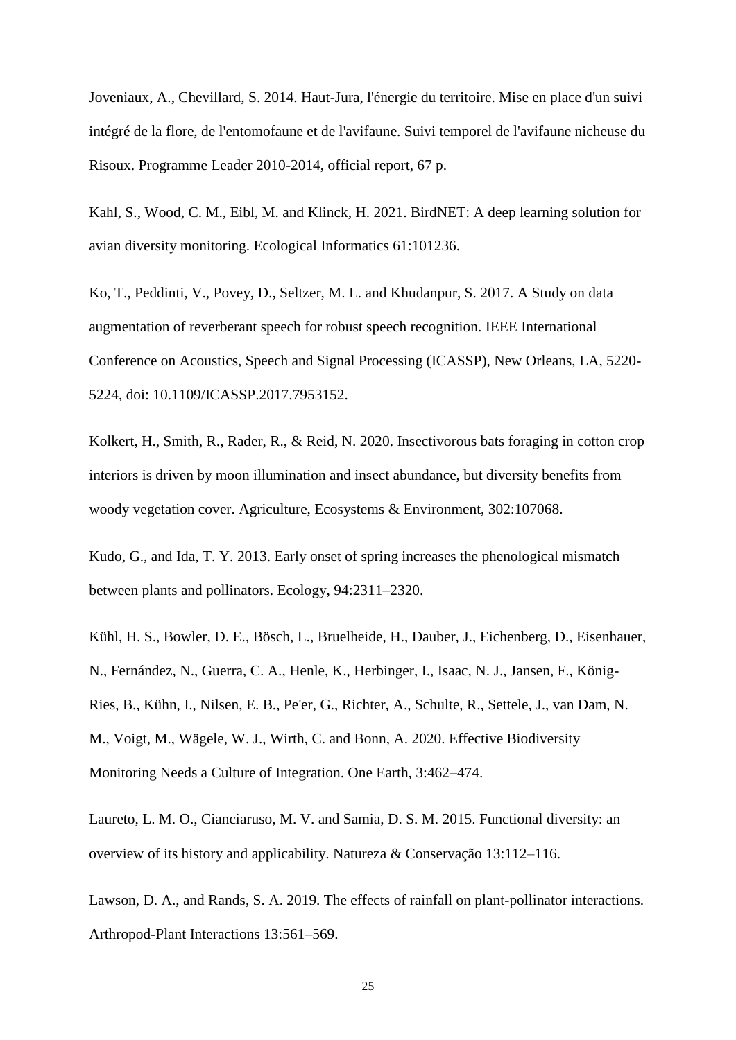Joveniaux, A., Chevillard, S. 2014. Haut-Jura, l'énergie du territoire. Mise en place d'un suivi intégré de la flore, de l'entomofaune et de l'avifaune. Suivi temporel de l'avifaune nicheuse du Risoux. Programme Leader 2010-2014, official report, 67 p.

Kahl, S., Wood, C. M., Eibl, M. and Klinck, H. 2021. BirdNET: A deep learning solution for avian diversity monitoring. Ecological Informatics 61:101236.

Ko, T., Peddinti, V., Povey, D., Seltzer, M. L. and Khudanpur, S. 2017. A Study on data augmentation of reverberant speech for robust speech recognition. IEEE International Conference on Acoustics, Speech and Signal Processing (ICASSP), New Orleans, LA, 5220-5224, doi: 10.1109/ICASSP.2017.7953152.

Kolkert, H., Smith, R., Rader, R., & Reid, N. 2020. Insectivorous bats foraging in cotton crop interiors is driven by moon illumination and insect abundance, but diversity benefits from woody vegetation cover. Agriculture, Ecosystems & Environment, 302:107068.

Kudo, G., and Ida, T. Y. 2013. Early onset of spring increases the phenological mismatch between plants and pollinators. Ecology, 94:2311–2320.

Kühl, H. S., Bowler, D. E., Bösch, L., Bruelheide, H., Dauber, J., Eichenberg, D., Eisenhauer, N., Fernández, N., Guerra, C. A., Henle, K., Herbinger, I., Isaac, N. J., Jansen, F., König-Ries, B., Kühn, I., Nilsen, E. B., Pe'er, G., Richter, A., Schulte, R., Settele, J., van Dam, N. M., Voigt, M., Wägele, W. J., Wirth, C. and Bonn, A. 2020. Effective Biodiversity Monitoring Needs a Culture of Integration. One Earth, 3:462–474.

Laureto, L. M. O., Cianciaruso, M. V. and Samia, D. S. M. 2015. Functional diversity: an overview of its history and applicability. Natureza & Conservação 13:112–116.

Lawson, D. A., and Rands, S. A. 2019. The effects of rainfall on plant-pollinator interactions. Arthropod-Plant Interactions 13:561–569.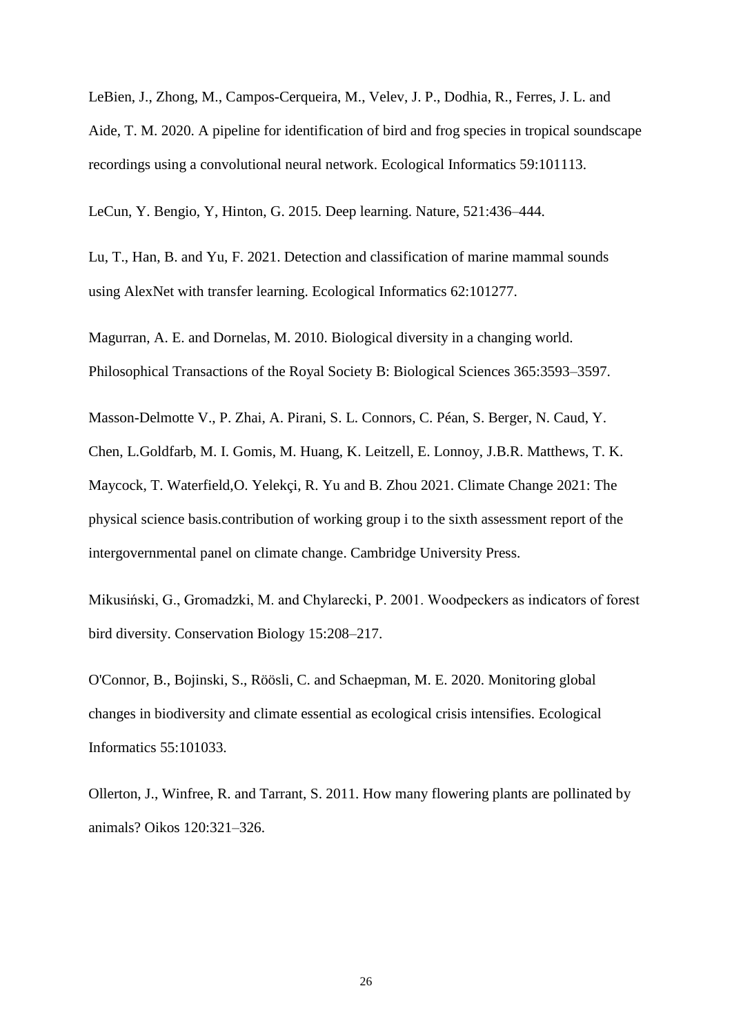LeBien, J., Zhong, M., Campos-Cerqueira, M., Velev, J. P., Dodhia, R., Ferres, J. L. and Aide, T. M. 2020. A pipeline for identification of bird and frog species in tropical soundscape recordings using a convolutional neural network. Ecological Informatics 59:101113.

LeCun, Y. Bengio, Y, Hinton, G. 2015. Deep learning. Nature, 521:436–444.

Lu, T., Han, B. and Yu, F. 2021. Detection and classification of marine mammal sounds using AlexNet with transfer learning. Ecological Informatics 62:101277.

Magurran, A. E. and Dornelas, M. 2010. Biological diversity in a changing world. Philosophical Transactions of the Royal Society B: Biological Sciences 365:3593–3597.

Masson-Delmotte V., P. Zhai, A. Pirani, S. L. Connors, C. Péan, S. Berger, N. Caud, Y. Chen, L.Goldfarb, M. I. Gomis, M. Huang, K. Leitzell, E. Lonnoy, J.B.R. Matthews, T. K. Maycock, T. Waterfield,O. Yelekçi, R. Yu and B. Zhou 2021. Climate Change 2021: The physical science basis.contribution of working group i to the sixth assessment report of the intergovernmental panel on climate change. Cambridge University Press.

Mikusiński, G., Gromadzki, M. and Chylarecki, P. 2001. Woodpeckers as indicators of forest bird diversity. Conservation Biology 15:208–217.

O'Connor, B., Bojinski, S., Röösli, C. and Schaepman, M. E. 2020. Monitoring global changes in biodiversity and climate essential as ecological crisis intensifies. Ecological Informatics 55:101033.

Ollerton, J., Winfree, R. and Tarrant, S. 2011. How many flowering plants are pollinated by animals? Oikos 120:321–326.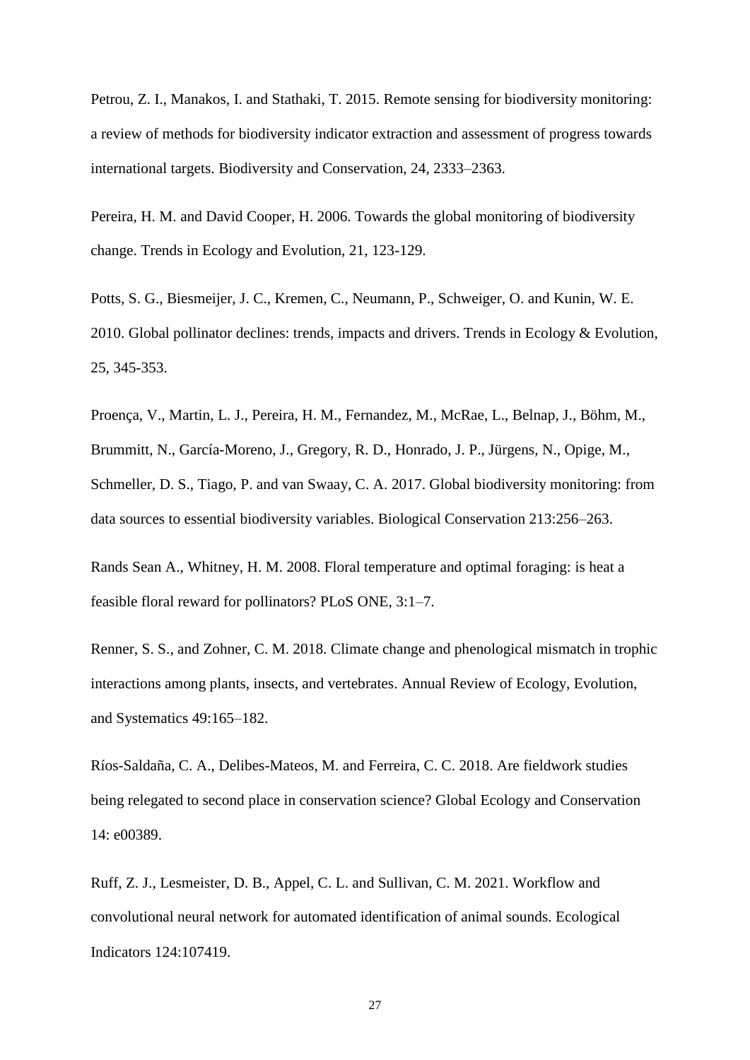Petrou, Z. I., Manakos, I. and Stathaki, T. 2015. Remote sensing for biodiversity monitoring: a review of methods for biodiversity indicator extraction and assessment of progress towards international targets. Biodiversity and Conservation, 24, 2333–2363.

Pereira, H. M. and David Cooper, H. 2006. Towards the global monitoring of biodiversity change. Trends in Ecology and Evolution, 21, 123-129.

Potts, S. G., Biesmeijer, J. C., Kremen, C., Neumann, P., Schweiger, O. and Kunin, W. E. 2010. Global pollinator declines: trends, impacts and drivers. Trends in Ecology & Evolution, 25, 345-353.

Proença, V., Martin, L. J., Pereira, H. M., Fernandez, M., McRae, L., Belnap, J., Böhm, M., Brummitt, N., García-Moreno, J., Gregory, R. D., Honrado, J. P., Jürgens, N., Opige, M., Schmeller, D. S., Tiago, P. and van Swaay, C. A. 2017. Global biodiversity monitoring: from data sources to essential biodiversity variables. Biological Conservation 213:256–263.

Rands Sean A., Whitney, H. M. 2008. Floral temperature and optimal foraging: is heat a feasible floral reward for pollinators? PLoS ONE, 3:1–7.

Renner, S. S., and Zohner, C. M. 2018. Climate change and phenological mismatch in trophic interactions among plants, insects, and vertebrates. Annual Review of Ecology, Evolution, and Systematics 49:165–182.

Ríos-Saldaña, C. A., Delibes-Mateos, M. and Ferreira, C. C. 2018. Are fieldwork studies being relegated to second place in conservation science? Global Ecology and Conservation 14: e00389.

Ruff, Z. J., Lesmeister, D. B., Appel, C. L. and Sullivan, C. M. 2021. Workflow and convolutional neural network for automated identification of animal sounds. Ecological Indicators 124:107419.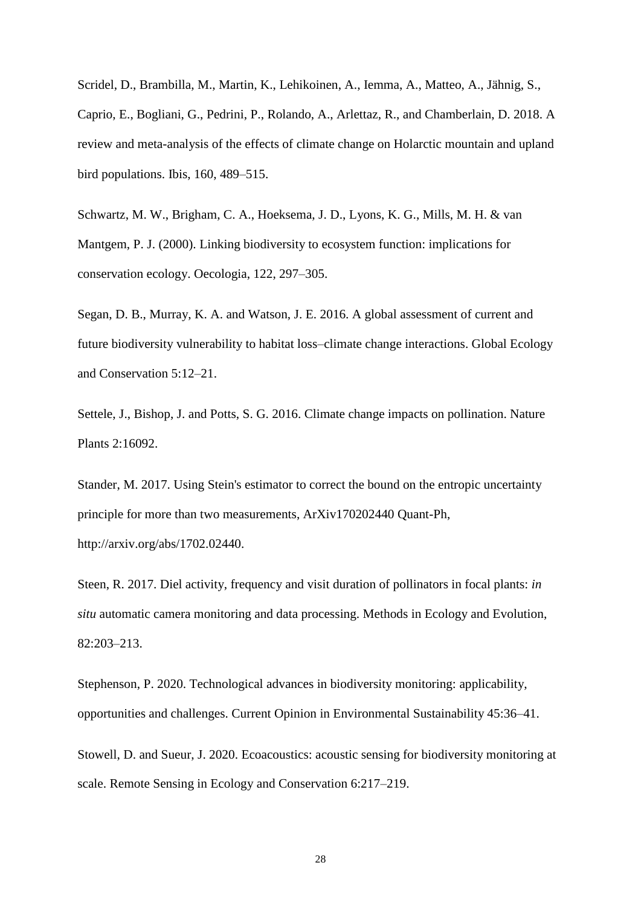Scridel, D., Brambilla, M., Martin, K., Lehikoinen, A., Iemma, A., Matteo, A., Jähnig, S., Caprio, E., Bogliani, G., Pedrini, P., Rolando, A., Arlettaz, R., and Chamberlain, D. 2018. A review and meta-analysis of the effects of climate change on Holarctic mountain and upland bird populations. Ibis, 160, 489–515.

Schwartz, M. W., Brigham, C. A., Hoeksema, J. D., Lyons, K. G., Mills, M. H. & van Mantgem, P. J. (2000). Linking biodiversity to ecosystem function: implications for conservation ecology. Oecologia, 122, 297–305.

Segan, D. B., Murray, K. A. and Watson, J. E. 2016. A global assessment of current and future biodiversity vulnerability to habitat loss–climate change interactions. Global Ecology and Conservation 5:12–21.

Settele, J., Bishop, J. and Potts, S. G. 2016. Climate change impacts on pollination. Nature Plants 2:16092.

Stander, M. 2017. Using Stein's estimator to correct the bound on the entropic uncertainty principle for more than two measurements, ArXiv170202440 Quant-Ph, http://arxiv.org/abs/1702.02440.

Steen, R. 2017. Diel activity, frequency and visit duration of pollinators in focal plants: *in situ* automatic camera monitoring and data processing. Methods in Ecology and Evolution, 82:203–213.

Stephenson, P. 2020. Technological advances in biodiversity monitoring: applicability, opportunities and challenges. Current Opinion in Environmental Sustainability 45:36–41.

Stowell, D. and Sueur, J. 2020. Ecoacoustics: acoustic sensing for biodiversity monitoring at scale. Remote Sensing in Ecology and Conservation 6:217–219.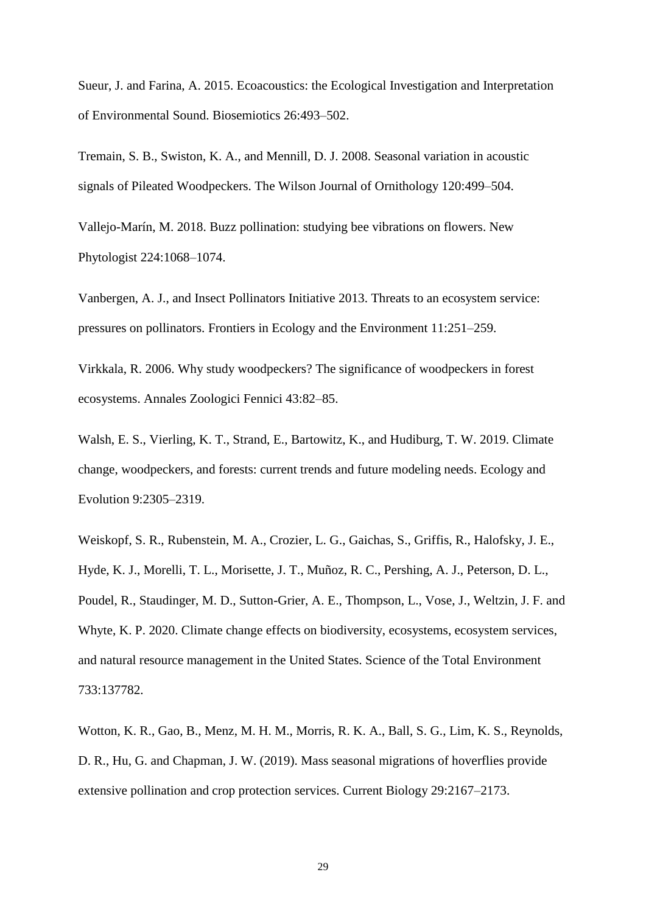Sueur, J. and Farina, A. 2015. Ecoacoustics: the Ecological Investigation and Interpretation of Environmental Sound. Biosemiotics 26:493–502.

Tremain, S. B., Swiston, K. A., and Mennill, D. J. 2008. Seasonal variation in acoustic signals of Pileated Woodpeckers. The Wilson Journal of Ornithology 120:499–504.

Vallejo-Marín, M. 2018. Buzz pollination: studying bee vibrations on flowers. New Phytologist 224:1068–1074.

Vanbergen, A. J., and Insect Pollinators Initiative 2013. Threats to an ecosystem service: pressures on pollinators. Frontiers in Ecology and the Environment 11:251–259.

Virkkala, R. 2006. Why study woodpeckers? The significance of woodpeckers in forest ecosystems. Annales Zoologici Fennici 43:82–85.

Walsh, E. S., Vierling, K. T., Strand, E., Bartowitz, K., and Hudiburg, T. W. 2019. Climate change, woodpeckers, and forests: current trends and future modeling needs. Ecology and Evolution 9:2305–2319.

Weiskopf, S. R., Rubenstein, M. A., Crozier, L. G., Gaichas, S., Griffis, R., Halofsky, J. E., Hyde, K. J., Morelli, T. L., Morisette, J. T., Muñoz, R. C., Pershing, A. J., Peterson, D. L., Poudel, R., Staudinger, M. D., Sutton-Grier, A. E., Thompson, L., Vose, J., Weltzin, J. F. and Whyte, K. P. 2020. Climate change effects on biodiversity, ecosystems, ecosystem services, and natural resource management in the United States. Science of the Total Environment 733:137782.

Wotton, K. R., Gao, B., Menz, M. H. M., Morris, R. K. A., Ball, S. G., Lim, K. S., Reynolds, D. R., Hu, G. and Chapman, J. W. (2019). Mass seasonal migrations of hoverflies provide extensive pollination and crop protection services. Current Biology 29:2167–2173.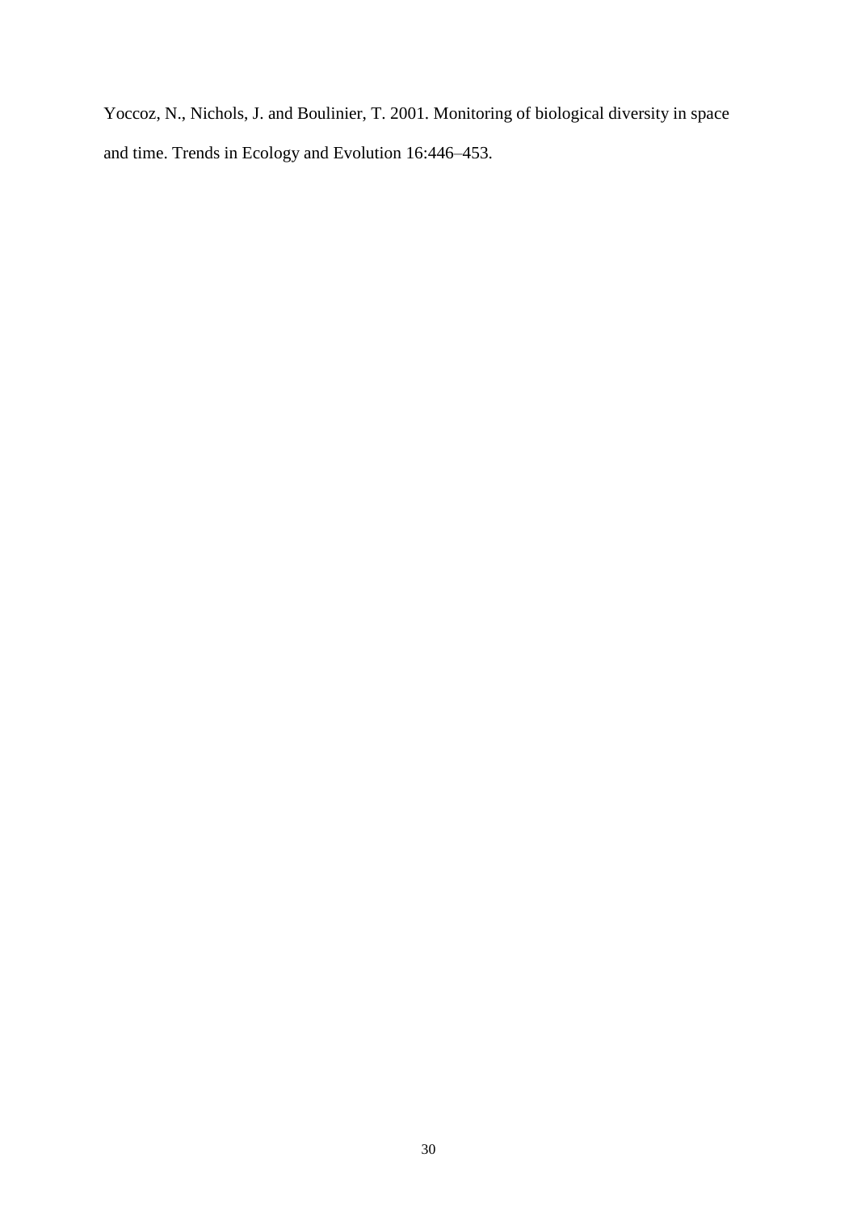Yoccoz, N., Nichols, J. and Boulinier, T. 2001. Monitoring of biological diversity in space and time. Trends in Ecology and Evolution 16:446–453.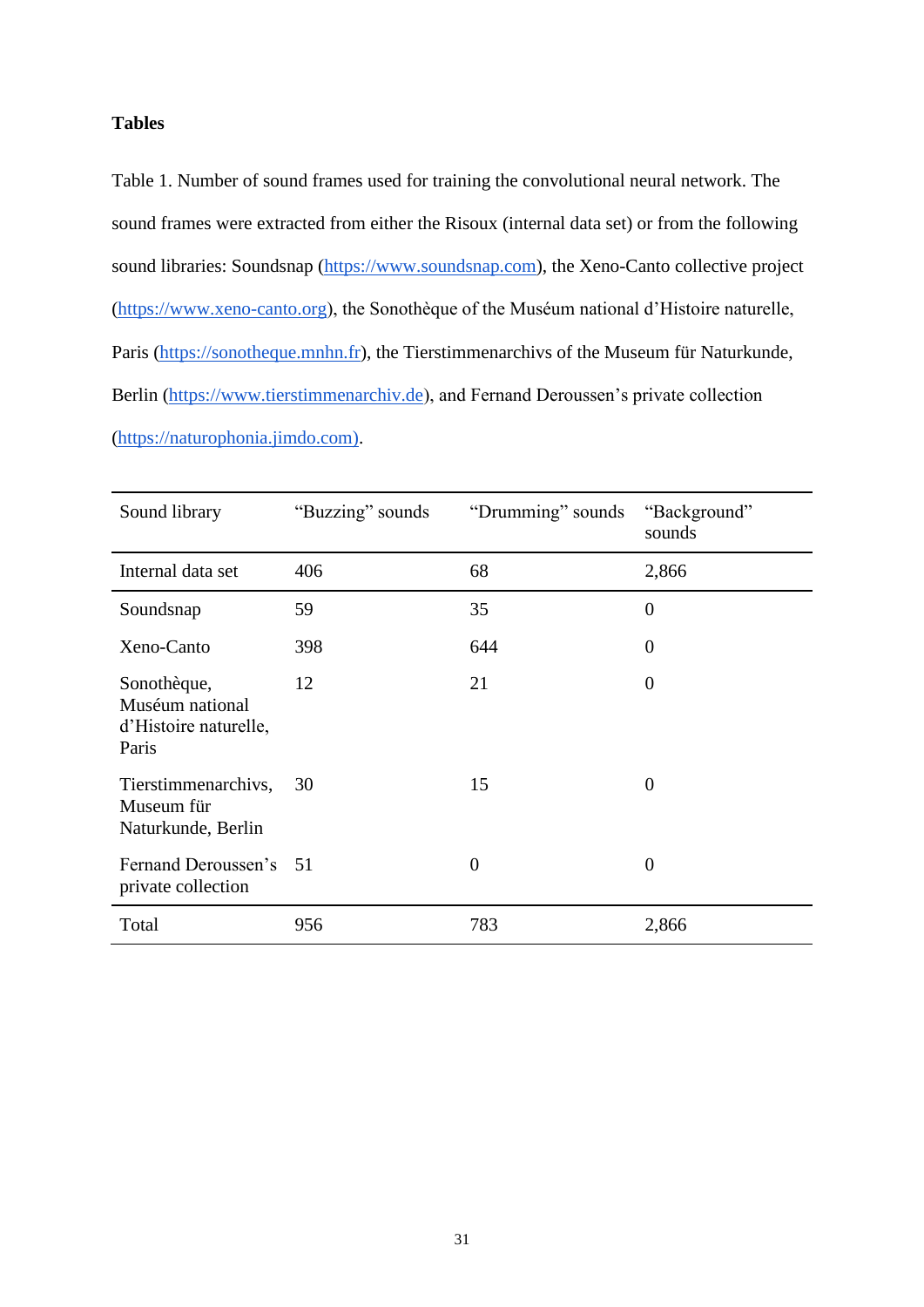**Tables**

Table 1. Number of sound frames used for training the convolutional neural network. The sound frames were extracted from either the Risoux (internal data set) or from the following sound libraries: Soundsnap (https://www.soundsnap.com), the Xeno-Canto collective project (https://www.xeno-canto.org), the Sonothèque of the Muséum national d'Histoire naturelle, Paris (https://sonotheque.mnhn.fr), the Tierstimmenarchivs of the Museum für Naturkunde, Berlin (https://www.tierstimmenarchiv.de), and Fernand Deroussen's private collection (https://naturophonia.jimdo.com).

| Sound library | "Buzzing" sounds | "Drumming" sounds | "Background" sounds |
|---|---|---|---|
| Internal data set | 406 | 68 | 2,866 |
| Soundsnap | 59 | 35 | 0 |
| Xeno-Canto | 398 | 644 | 0 |
| Sonothèque, Muséum national d'Histoire naturelle, Paris | 12 | 21 | 0 |
| Tierstimmenarchivs, Museum für Naturkunde, Berlin | 30 | 15 | 0 |
| Fernand Deroussen's private collection | 51 | 0 | 0 |
| Total | 956 | 783 | 2,866 |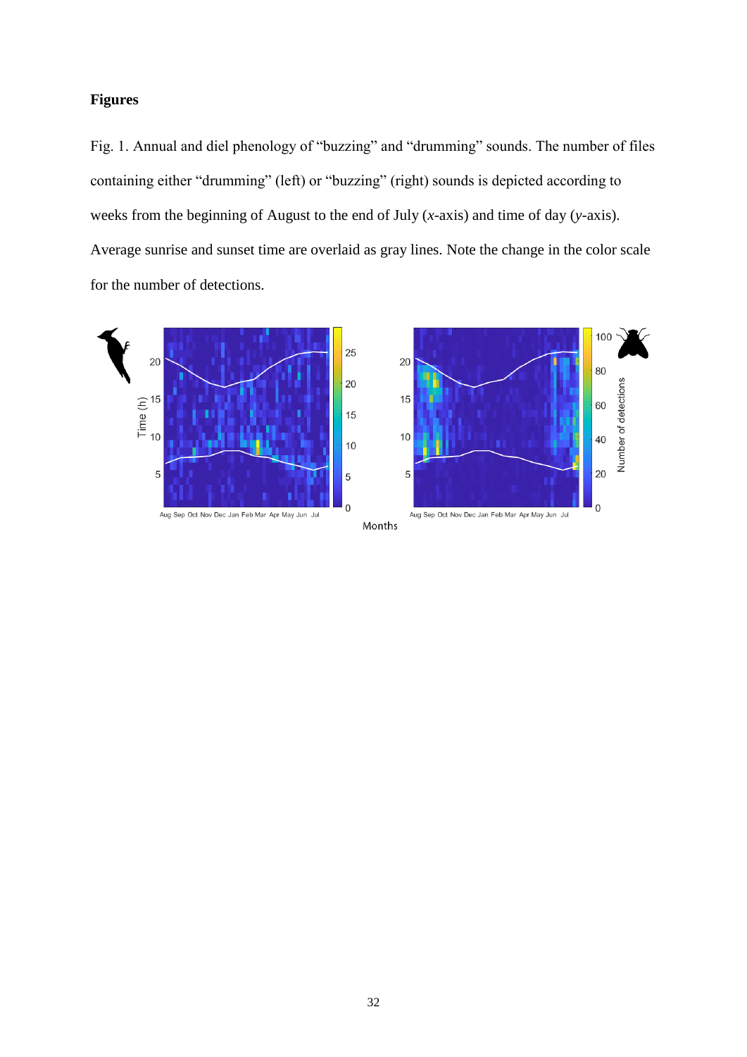**Figures**

Fig. 1. Annual and diel phenology of "buzzing" and "drumming" sounds. The number of files containing either "drumming" (left) or "buzzing" (right) sounds is depicted according to weeks from the beginning of August to the end of July (*x*-axis) and time of day (*y*-axis). Average sunrise and sunset time are overlaid as gray lines. Note the change in the color scale for the number of detections.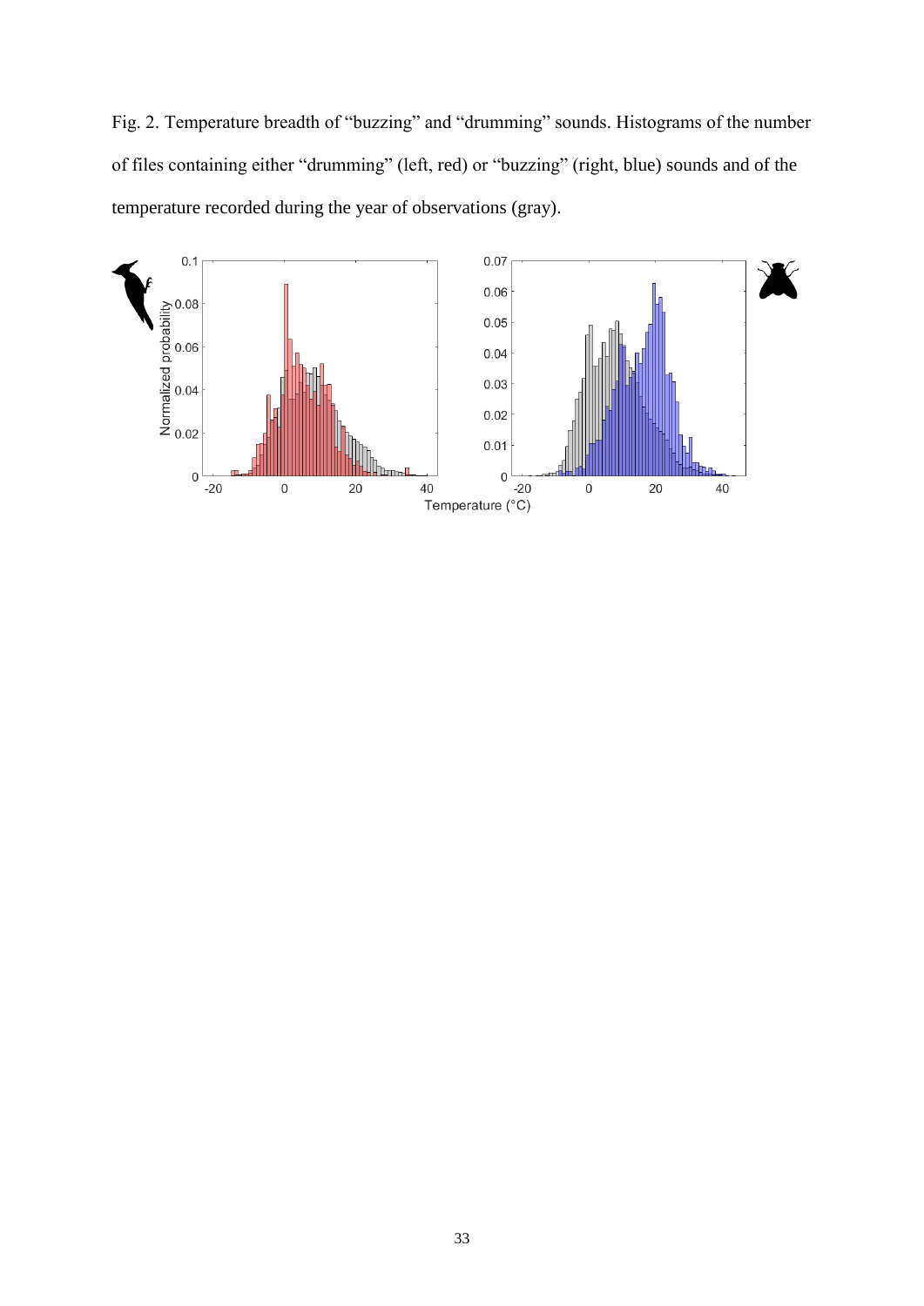Fig. 2. Temperature breadth of “buzzing” and “drumming” sounds. Histograms of the number of files containing either “drumming” (left, red) or “buzzing” (right, blue) sounds and of the temperature recorded during the year of observations (gray).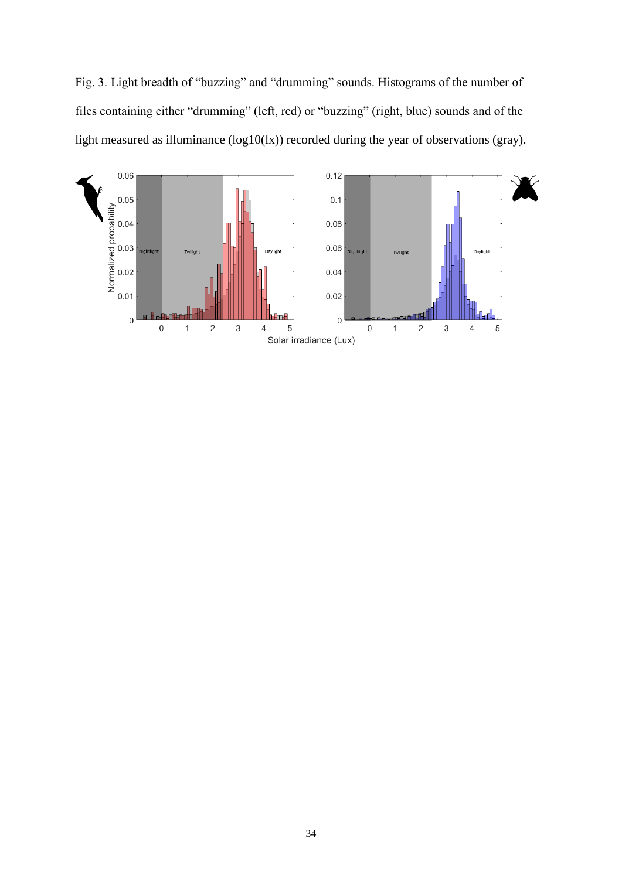Fig. 3. Light breadth of "buzzing" and "drumming" sounds. Histograms of the number of files containing either "drumming" (left, red) or "buzzing" (right, blue) sounds and of the light measured as illuminance (log10(lx)) recorded during the year of observations (gray).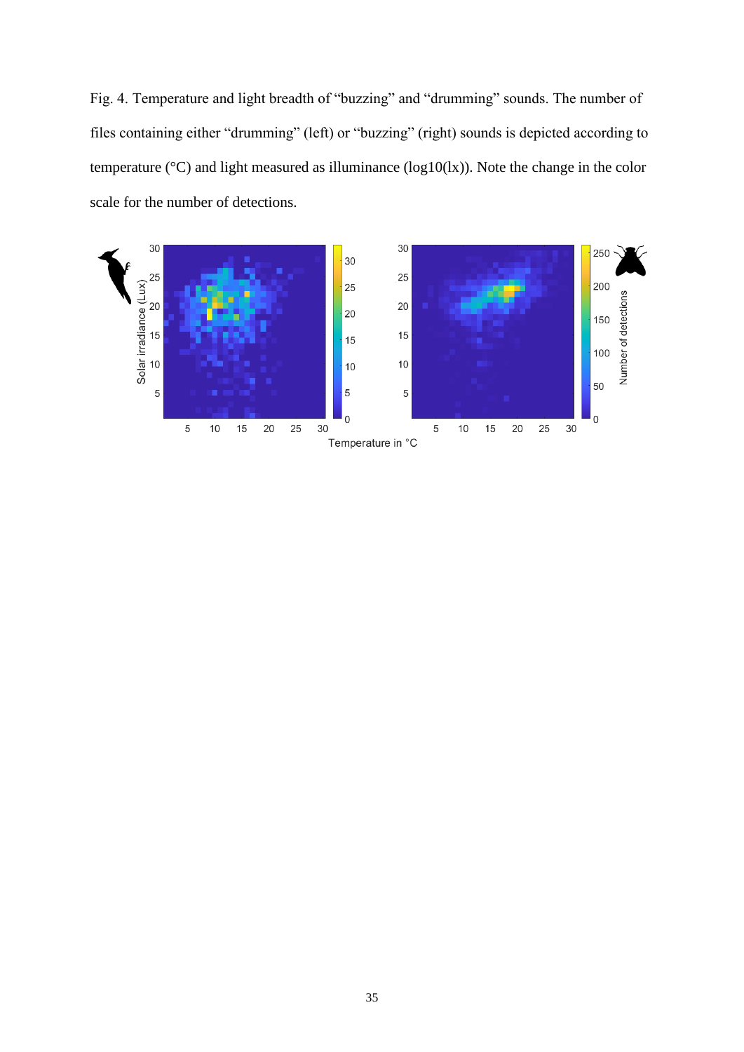Fig. 4. Temperature and light breadth of “buzzing” and “drumming” sounds. The number of files containing either “drumming” (left) or “buzzing” (right) sounds is depicted according to temperature (°C) and light measured as illuminance (log10(lx)). Note the change in the color scale for the number of detections.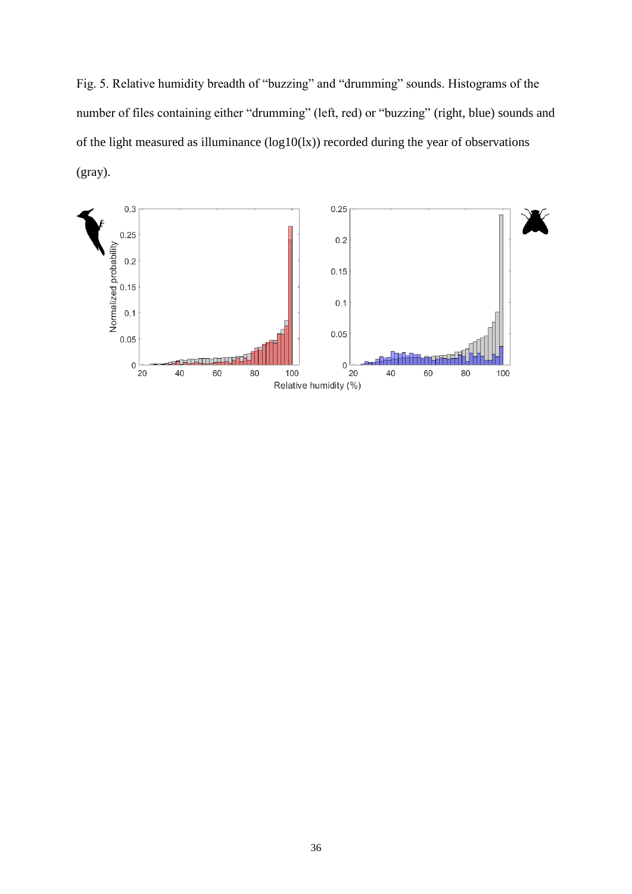Fig. 5. Relative humidity breadth of “buzzing” and “drumming” sounds. Histograms of the number of files containing either “drumming” (left, red) or “buzzing” (right, blue) sounds and of the light measured as illuminance (log10(lx)) recorded during the year of observations (gray).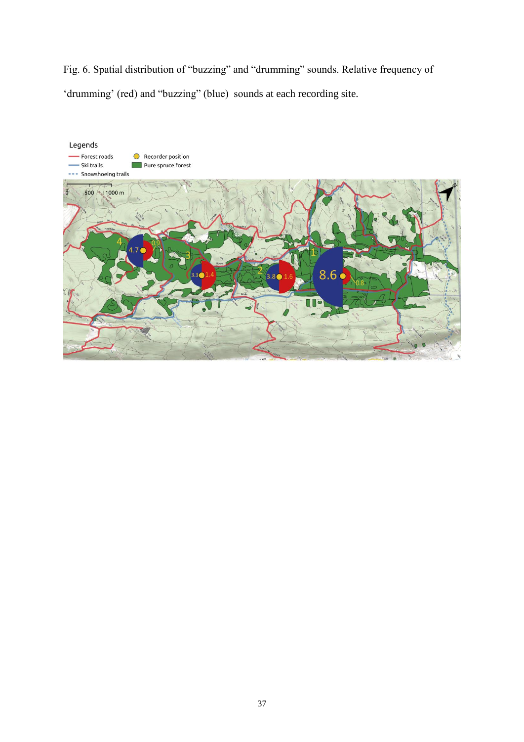Fig. 6. Spatial distribution of "buzzing" and "drumming" sounds. Relative frequency of 'drumming' (red) and "buzzing" (blue) sounds at each recording site.

Legends

Forest roads

Ski trails

Snowshoeing trails

Recorder position

Pure spruce forest

0 500 1000 m

4 4.7 0.9

3 3.3 1.4

2 3.8 1.6

1 8.6 0.8